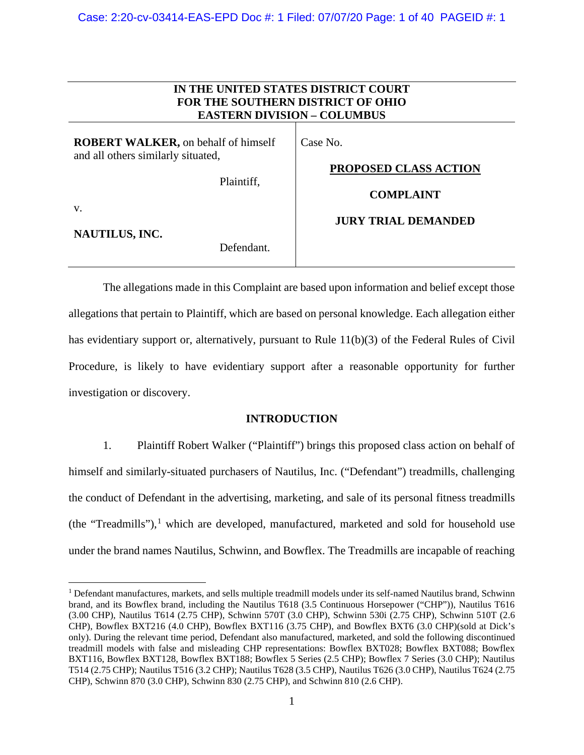**IN THE UNITED STATES DISTRICT COURT**
**FOR THE SOUTHERN DISTRICT OF OHIO**
**EASTERN DIVISION – COLUMBUS**

| | |
|---|---|
| **ROBERT WALKER,** on behalf of himself and all others similarly situated,<br><br>Plaintiff,<br><br>v.<br><br>**NAUTILUS, INC.**<br><br>Defendant. | Case No.<br><br>**PROPOSED CLASS ACTION**<br><br>**COMPLAINT**<br><br>**JURY TRIAL DEMANDED** |

The allegations made in this Complaint are based upon information and belief except those allegations that pertain to Plaintiff, which are based on personal knowledge. Each allegation either has evidentiary support or, alternatively, pursuant to Rule 11(b)(3) of the Federal Rules of Civil Procedure, is likely to have evidentiary support after a reasonable opportunity for further investigation or discovery.

## INTRODUCTION

1. Plaintiff Robert Walker ("Plaintiff") brings this proposed class action on behalf of himself and similarly-situated purchasers of Nautilus, Inc. ("Defendant") treadmills, challenging the conduct of Defendant in the advertising, marketing, and sale of its personal fitness treadmills (the "Treadmills"),[1] which are developed, manufactured, marketed and sold for household use under the brand names Nautilus, Schwinn, and Bowflex. The Treadmills are incapable of reaching

[1] Defendant manufactures, markets, and sells multiple treadmill models under its self-named Nautilus brand, Schwinn brand, and its Bowflex brand, including the Nautilus T618 (3.5 Continuous Horsepower ("CHP")), Nautilus T616 (3.00 CHP), Nautilus T614 (2.75 CHP), Schwinn 570T (3.0 CHP), Schwinn 530i (2.75 CHP), Schwinn 510T (2.6 CHP), Bowflex BXT216 (4.0 CHP), Bowflex BXT116 (3.75 CHP), and Bowflex BXT6 (3.0 CHP)(sold at Dick's only). During the relevant time period, Defendant also manufactured, marketed, and sold the following discontinued treadmill models with false and misleading CHP representations: Bowflex BXT028; Bowflex BXT088; Bowflex BXT116, Bowflex BXT128, Bowflex BXT188; Bowflex 5 Series (2.5 CHP); Bowflex 7 Series (3.0 CHP); Nautilus T514 (2.75 CHP); Nautilus T516 (3.2 CHP); Nautilus T628 (3.5 CHP), Nautilus T626 (3.0 CHP), Nautilus T624 (2.75 CHP), Schwinn 870 (3.0 CHP), Schwinn 830 (2.75 CHP), and Schwinn 810 (2.6 CHP).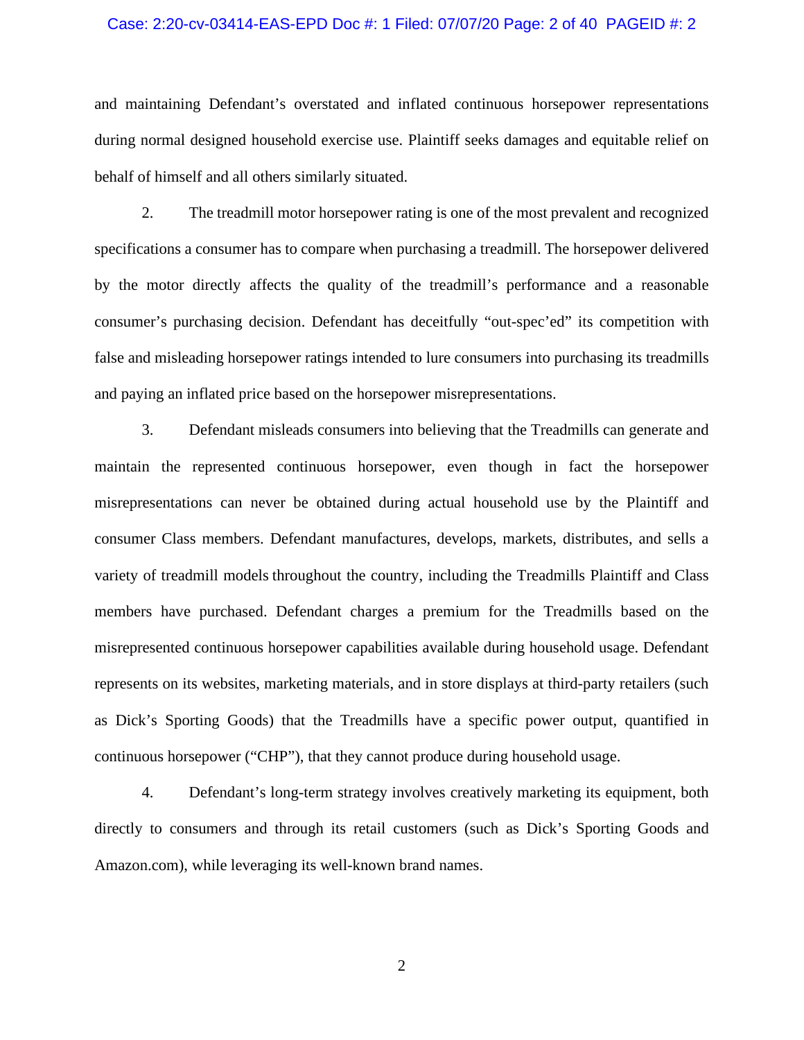and maintaining Defendant's overstated and inflated continuous horsepower representations during normal designed household exercise use. Plaintiff seeks damages and equitable relief on behalf of himself and all others similarly situated.

2. The treadmill motor horsepower rating is one of the most prevalent and recognized specifications a consumer has to compare when purchasing a treadmill. The horsepower delivered by the motor directly affects the quality of the treadmill's performance and a reasonable consumer's purchasing decision. Defendant has deceitfully "out-spec'ed" its competition with false and misleading horsepower ratings intended to lure consumers into purchasing its treadmills and paying an inflated price based on the horsepower misrepresentations.

3. Defendant misleads consumers into believing that the Treadmills can generate and maintain the represented continuous horsepower, even though in fact the horsepower misrepresentations can never be obtained during actual household use by the Plaintiff and consumer Class members. Defendant manufactures, develops, markets, distributes, and sells a variety of treadmill models throughout the country, including the Treadmills Plaintiff and Class members have purchased. Defendant charges a premium for the Treadmills based on the misrepresented continuous horsepower capabilities available during household usage. Defendant represents on its websites, marketing materials, and in store displays at third-party retailers (such as Dick's Sporting Goods) that the Treadmills have a specific power output, quantified in continuous horsepower ("CHP"), that they cannot produce during household usage.

4. Defendant's long-term strategy involves creatively marketing its equipment, both directly to consumers and through its retail customers (such as Dick's Sporting Goods and Amazon.com), while leveraging its well-known brand names.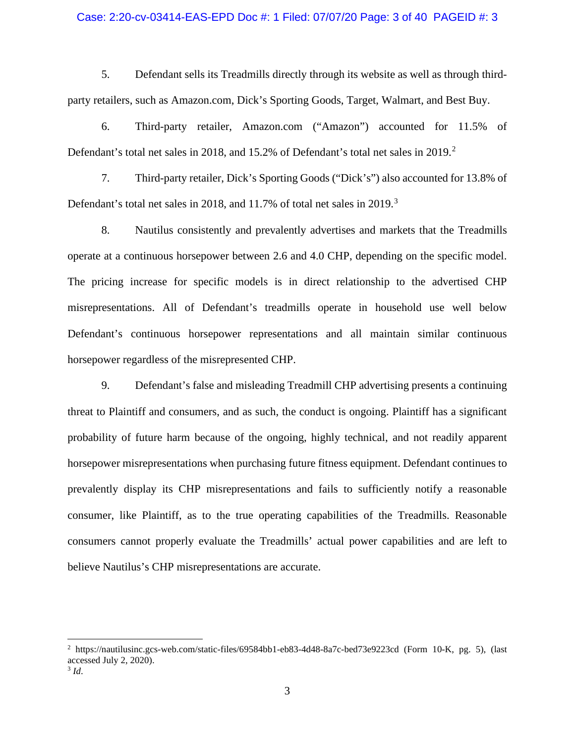5. Defendant sells its Treadmills directly through its website as well as through third-party retailers, such as Amazon.com, Dick's Sporting Goods, Target, Walmart, and Best Buy.

6. Third-party retailer, Amazon.com ("Amazon") accounted for 11.5% of Defendant's total net sales in 2018, and 15.2% of Defendant's total net sales in 2019.[2]

7. Third-party retailer, Dick's Sporting Goods ("Dick's") also accounted for 13.8% of Defendant's total net sales in 2018, and 11.7% of total net sales in 2019.[3]

8. Nautilus consistently and prevalently advertises and markets that the Treadmills operate at a continuous horsepower between 2.6 and 4.0 CHP, depending on the specific model. The pricing increase for specific models is in direct relationship to the advertised CHP misrepresentations. All of Defendant's treadmills operate in household use well below Defendant's continuous horsepower representations and all maintain similar continuous horsepower regardless of the misrepresented CHP.

9. Defendant's false and misleading Treadmill CHP advertising presents a continuing threat to Plaintiff and consumers, and as such, the conduct is ongoing. Plaintiff has a significant probability of future harm because of the ongoing, highly technical, and not readily apparent horsepower misrepresentations when purchasing future fitness equipment. Defendant continues to prevalently display its CHP misrepresentations and fails to sufficiently notify a reasonable consumer, like Plaintiff, as to the true operating capabilities of the Treadmills. Reasonable consumers cannot properly evaluate the Treadmills' actual power capabilities and are left to believe Nautilus's CHP misrepresentations are accurate.

---

[2] https://nautilusinc.gcs-web.com/static-files/69584bb1-eb83-4d48-8a7c-bed73e9223cd (Form 10-K, pg. 5), (last accessed July 2, 2020).

[3] *Id*.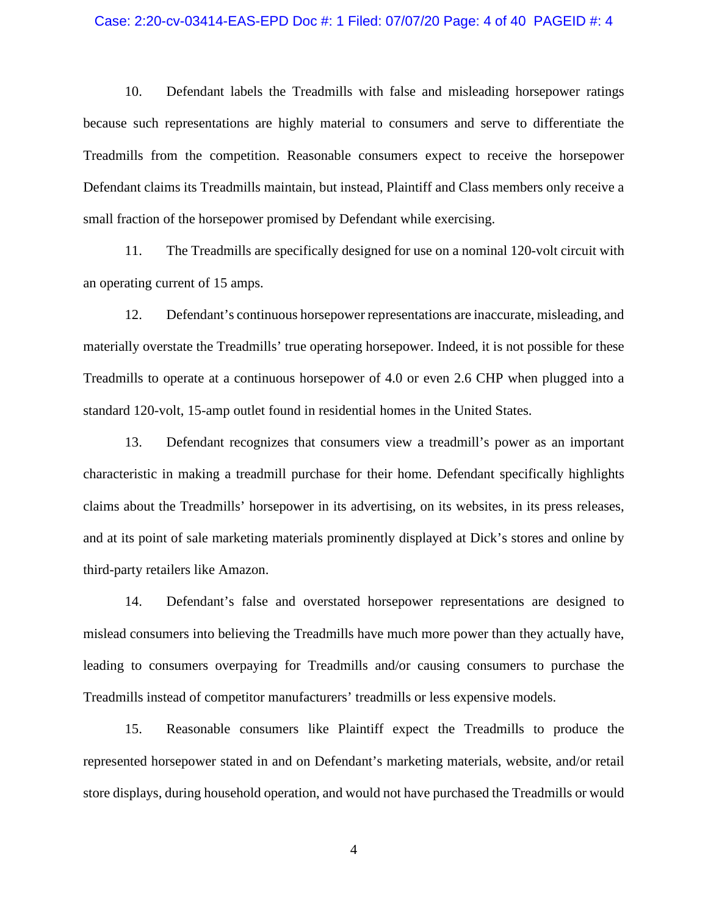10. Defendant labels the Treadmills with false and misleading horsepower ratings because such representations are highly material to consumers and serve to differentiate the Treadmills from the competition. Reasonable consumers expect to receive the horsepower Defendant claims its Treadmills maintain, but instead, Plaintiff and Class members only receive a small fraction of the horsepower promised by Defendant while exercising.

11. The Treadmills are specifically designed for use on a nominal 120-volt circuit with an operating current of 15 amps.

12. Defendant's continuous horsepower representations are inaccurate, misleading, and materially overstate the Treadmills' true operating horsepower. Indeed, it is not possible for these Treadmills to operate at a continuous horsepower of 4.0 or even 2.6 CHP when plugged into a standard 120-volt, 15-amp outlet found in residential homes in the United States.

13. Defendant recognizes that consumers view a treadmill's power as an important characteristic in making a treadmill purchase for their home. Defendant specifically highlights claims about the Treadmills' horsepower in its advertising, on its websites, in its press releases, and at its point of sale marketing materials prominently displayed at Dick's stores and online by third-party retailers like Amazon.

14. Defendant's false and overstated horsepower representations are designed to mislead consumers into believing the Treadmills have much more power than they actually have, leading to consumers overpaying for Treadmills and/or causing consumers to purchase the Treadmills instead of competitor manufacturers' treadmills or less expensive models.

15. Reasonable consumers like Plaintiff expect the Treadmills to produce the represented horsepower stated in and on Defendant's marketing materials, website, and/or retail store displays, during household operation, and would not have purchased the Treadmills or would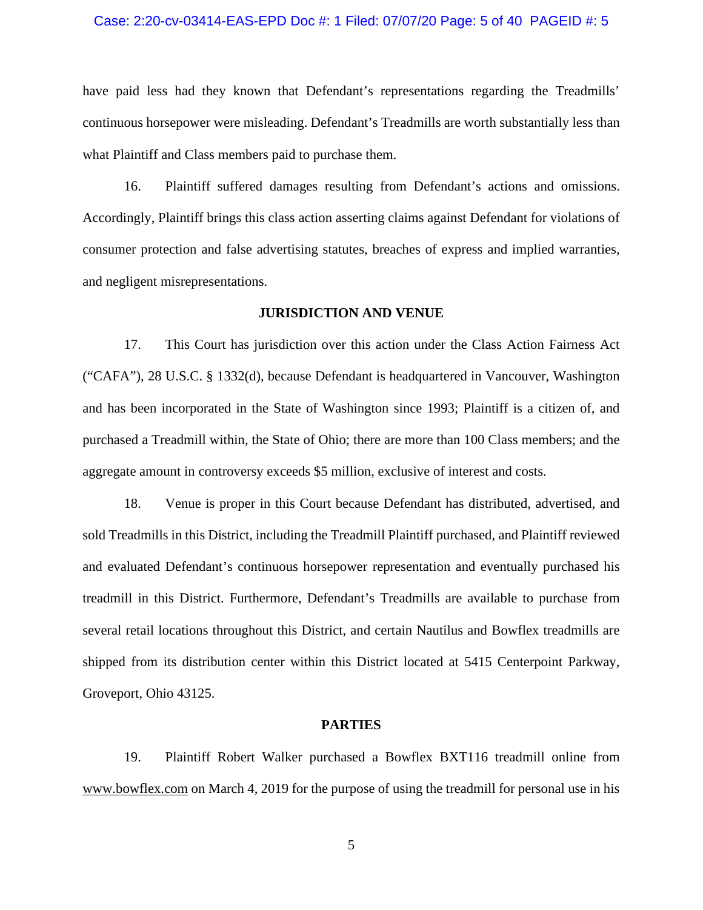have paid less had they known that Defendant's representations regarding the Treadmills' continuous horsepower were misleading. Defendant's Treadmills are worth substantially less than what Plaintiff and Class members paid to purchase them.

16. Plaintiff suffered damages resulting from Defendant's actions and omissions. Accordingly, Plaintiff brings this class action asserting claims against Defendant for violations of consumer protection and false advertising statutes, breaches of express and implied warranties, and negligent misrepresentations.

## JURISDICTION AND VENUE

17. This Court has jurisdiction over this action under the Class Action Fairness Act ("CAFA"), 28 U.S.C. § 1332(d), because Defendant is headquartered in Vancouver, Washington and has been incorporated in the State of Washington since 1993; Plaintiff is a citizen of, and purchased a Treadmill within, the State of Ohio; there are more than 100 Class members; and the aggregate amount in controversy exceeds $5 million, exclusive of interest and costs.

18. Venue is proper in this Court because Defendant has distributed, advertised, and sold Treadmills in this District, including the Treadmill Plaintiff purchased, and Plaintiff reviewed and evaluated Defendant's continuous horsepower representation and eventually purchased his treadmill in this District. Furthermore, Defendant's Treadmills are available to purchase from several retail locations throughout this District, and certain Nautilus and Bowflex treadmills are shipped from its distribution center within this District located at 5415 Centerpoint Parkway, Groveport, Ohio 43125.

## PARTIES

19. Plaintiff Robert Walker purchased a Bowflex BXT116 treadmill online from www.bowflex.com on March 4, 2019 for the purpose of using the treadmill for personal use in his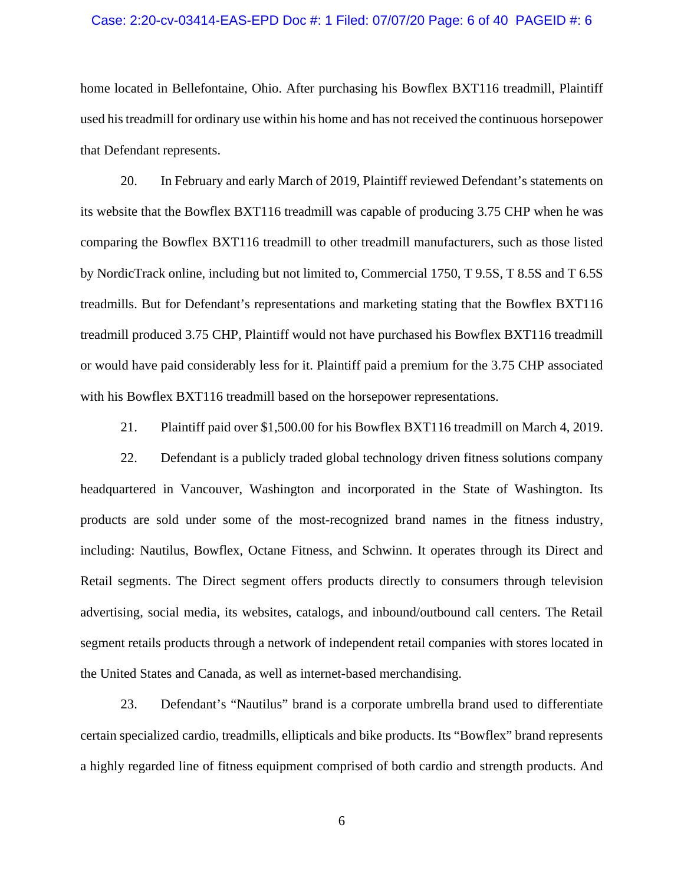home located in Bellefontaine, Ohio. After purchasing his Bowflex BXT116 treadmill, Plaintiff used his treadmill for ordinary use within his home and has not received the continuous horsepower that Defendant represents.

20. In February and early March of 2019, Plaintiff reviewed Defendant's statements on its website that the Bowflex BXT116 treadmill was capable of producing 3.75 CHP when he was comparing the Bowflex BXT116 treadmill to other treadmill manufacturers, such as those listed by NordicTrack online, including but not limited to, Commercial 1750, T 9.5S, T 8.5S and T 6.5S treadmills. But for Defendant's representations and marketing stating that the Bowflex BXT116 treadmill produced 3.75 CHP, Plaintiff would not have purchased his Bowflex BXT116 treadmill or would have paid considerably less for it. Plaintiff paid a premium for the 3.75 CHP associated with his Bowflex BXT116 treadmill based on the horsepower representations.

21. Plaintiff paid over $1,500.00 for his Bowflex BXT116 treadmill on March 4, 2019.

22. Defendant is a publicly traded global technology driven fitness solutions company headquartered in Vancouver, Washington and incorporated in the State of Washington. Its products are sold under some of the most-recognized brand names in the fitness industry, including: Nautilus, Bowflex, Octane Fitness, and Schwinn. It operates through its Direct and Retail segments. The Direct segment offers products directly to consumers through television advertising, social media, its websites, catalogs, and inbound/outbound call centers. The Retail segment retails products through a network of independent retail companies with stores located in the United States and Canada, as well as internet-based merchandising.

23. Defendant's "Nautilus" brand is a corporate umbrella brand used to differentiate certain specialized cardio, treadmills, ellipticals and bike products. Its "Bowflex" brand represents a highly regarded line of fitness equipment comprised of both cardio and strength products. And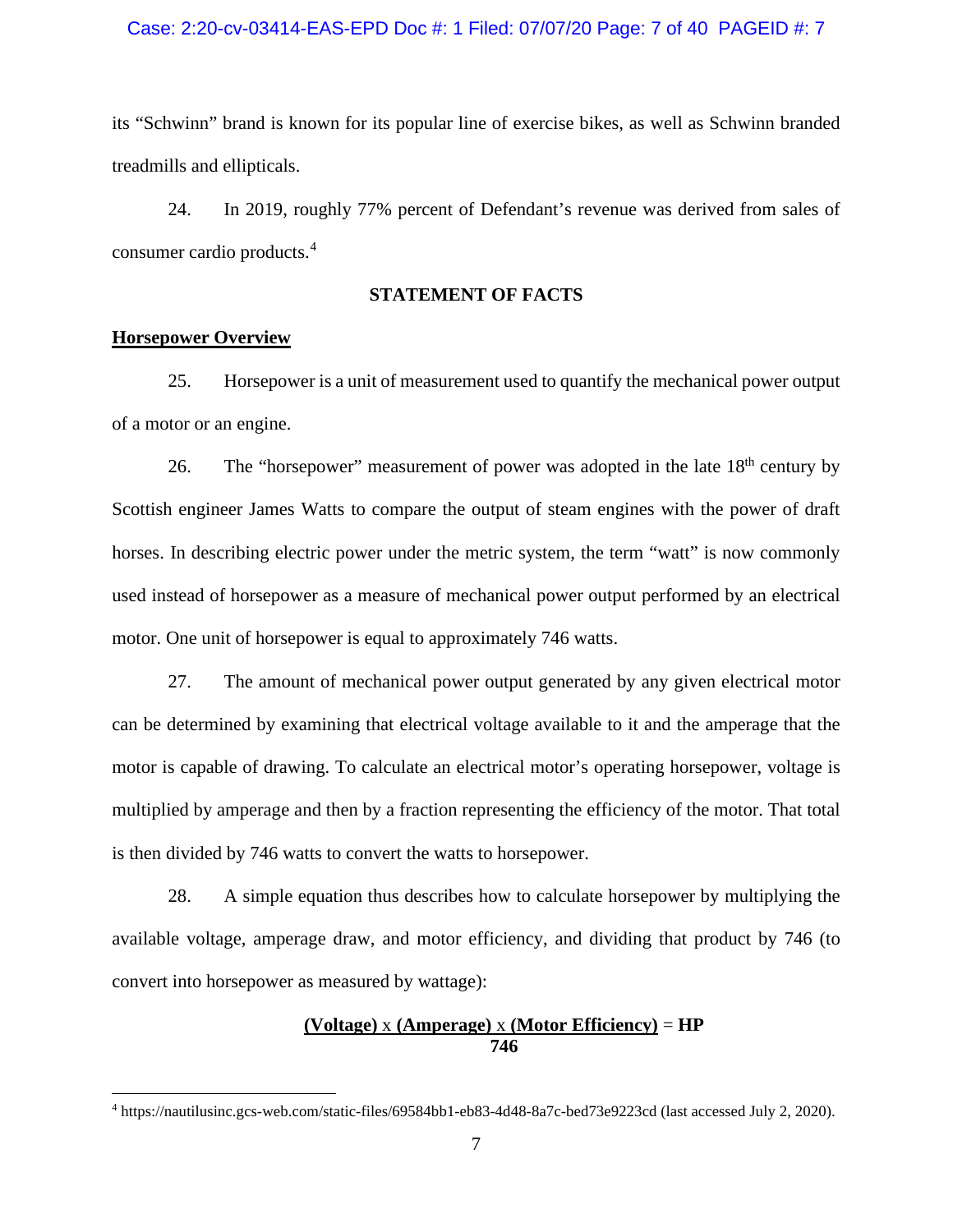its "Schwinn" brand is known for its popular line of exercise bikes, as well as Schwinn branded treadmills and ellipticals.

24. In 2019, roughly 77% percent of Defendant's revenue was derived from sales of consumer cardio products.[4]

## STATEMENT OF FACTS

### Horsepower Overview

25. Horsepower is a unit of measurement used to quantify the mechanical power output of a motor or an engine.

26. The "horsepower" measurement of power was adopted in the late 18th century by Scottish engineer James Watts to compare the output of steam engines with the power of draft horses. In describing electric power under the metric system, the term "watt" is now commonly used instead of horsepower as a measure of mechanical power output performed by an electrical motor. One unit of horsepower is equal to approximately 746 watts.

27. The amount of mechanical power output generated by any given electrical motor can be determined by examining that electrical voltage available to it and the amperage that the motor is capable of drawing. To calculate an electrical motor's operating horsepower, voltage is multiplied by amperage and then by a fraction representing the efficiency of the motor. That total is then divided by 746 watts to convert the watts to horsepower.

28. A simple equation thus describes how to calculate horsepower by multiplying the available voltage, amperage draw, and motor efficiency, and dividing that product by 746 (to convert into horsepower as measured by wattage):

$$\frac{\text{(Voltage)} \times \text{(Amperage)} \times \text{(Motor Efficiency)}}{746} = \text{HP}$$

---

[4] https://nautilusinc.gcs-web.com/static-files/69584bb1-eb83-4d48-8a7c-bed73e9223cd (last accessed July 2, 2020).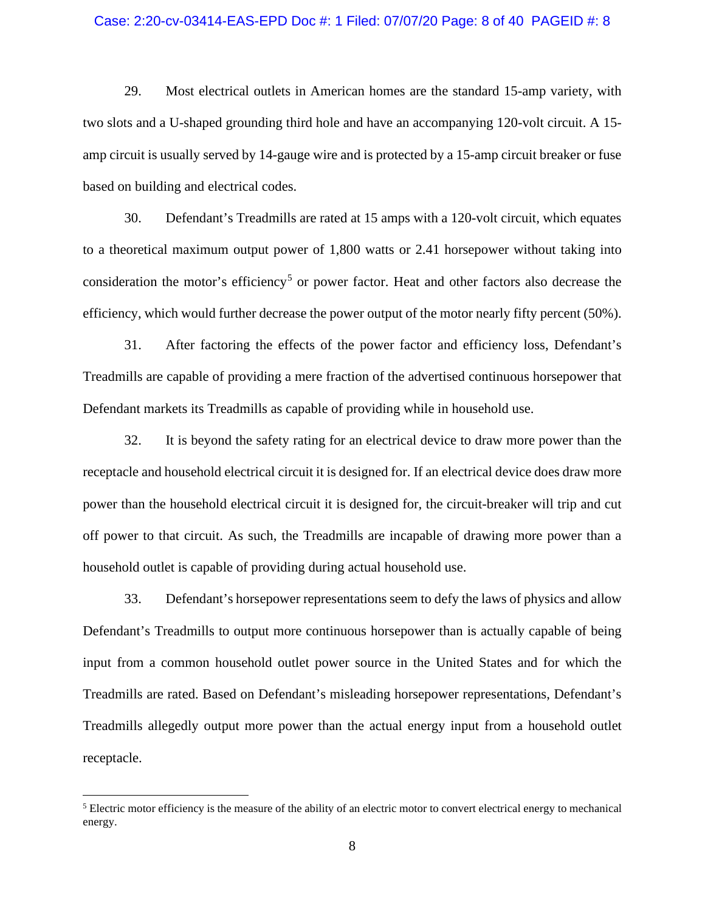29. Most electrical outlets in American homes are the standard 15-amp variety, with two slots and a U-shaped grounding third hole and have an accompanying 120-volt circuit. A 15-amp circuit is usually served by 14-gauge wire and is protected by a 15-amp circuit breaker or fuse based on building and electrical codes.

30. Defendant's Treadmills are rated at 15 amps with a 120-volt circuit, which equates to a theoretical maximum output power of 1,800 watts or 2.41 horsepower without taking into consideration the motor's efficiency[5] or power factor. Heat and other factors also decrease the efficiency, which would further decrease the power output of the motor nearly fifty percent (50%).

31. After factoring the effects of the power factor and efficiency loss, Defendant's Treadmills are capable of providing a mere fraction of the advertised continuous horsepower that Defendant markets its Treadmills as capable of providing while in household use.

32. It is beyond the safety rating for an electrical device to draw more power than the receptacle and household electrical circuit it is designed for. If an electrical device does draw more power than the household electrical circuit it is designed for, the circuit-breaker will trip and cut off power to that circuit. As such, the Treadmills are incapable of drawing more power than a household outlet is capable of providing during actual household use.

33. Defendant's horsepower representations seem to defy the laws of physics and allow Defendant's Treadmills to output more continuous horsepower than is actually capable of being input from a common household outlet power source in the United States and for which the Treadmills are rated. Based on Defendant's misleading horsepower representations, Defendant's Treadmills allegedly output more power than the actual energy input from a household outlet receptacle.

---

[5] Electric motor efficiency is the measure of the ability of an electric motor to convert electrical energy to mechanical energy.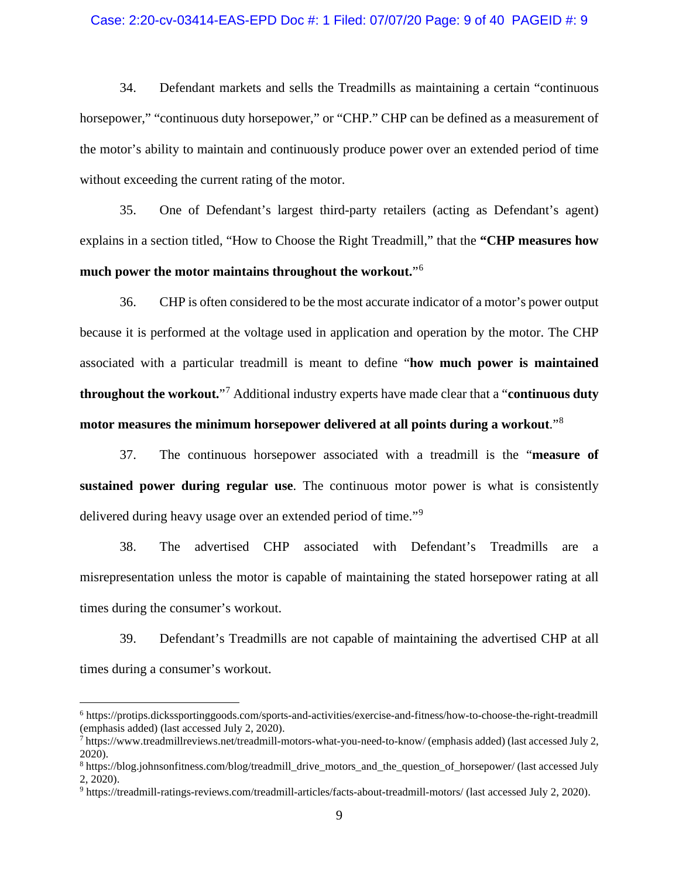34. Defendant markets and sells the Treadmills as maintaining a certain "continuous horsepower," "continuous duty horsepower," or "CHP." CHP can be defined as a measurement of the motor's ability to maintain and continuously produce power over an extended period of time without exceeding the current rating of the motor.

35. One of Defendant's largest third-party retailers (acting as Defendant's agent) explains in a section titled, "How to Choose the Right Treadmill," that the **"CHP measures how much power the motor maintains throughout the workout.**"[6]

36. CHP is often considered to be the most accurate indicator of a motor's power output because it is performed at the voltage used in application and operation by the motor. The CHP associated with a particular treadmill is meant to define "**how much power is maintained throughout the workout.**"[7] Additional industry experts have made clear that a "**continuous duty motor measures the minimum horsepower delivered at all points during a workout**."[8]

37. The continuous horsepower associated with a treadmill is the "**measure of sustained power during regular use**. The continuous motor power is what is consistently delivered during heavy usage over an extended period of time."[9]

38. The advertised CHP associated with Defendant's Treadmills are a misrepresentation unless the motor is capable of maintaining the stated horsepower rating at all times during the consumer's workout.

39. Defendant's Treadmills are not capable of maintaining the advertised CHP at all times during a consumer's workout.

---

[6] https://protips.dickssportinggoods.com/sports-and-activities/exercise-and-fitness/how-to-choose-the-right-treadmill (emphasis added) (last accessed July 2, 2020).

[7] https://www.treadmillreviews.net/treadmill-motors-what-you-need-to-know/ (emphasis added) (last accessed July 2, 2020).

[8] https://blog.johnsonfitness.com/blog/treadmill_drive_motors_and_the_question_of_horsepower/ (last accessed July 2, 2020).

[9] https://treadmill-ratings-reviews.com/treadmill-articles/facts-about-treadmill-motors/ (last accessed July 2, 2020).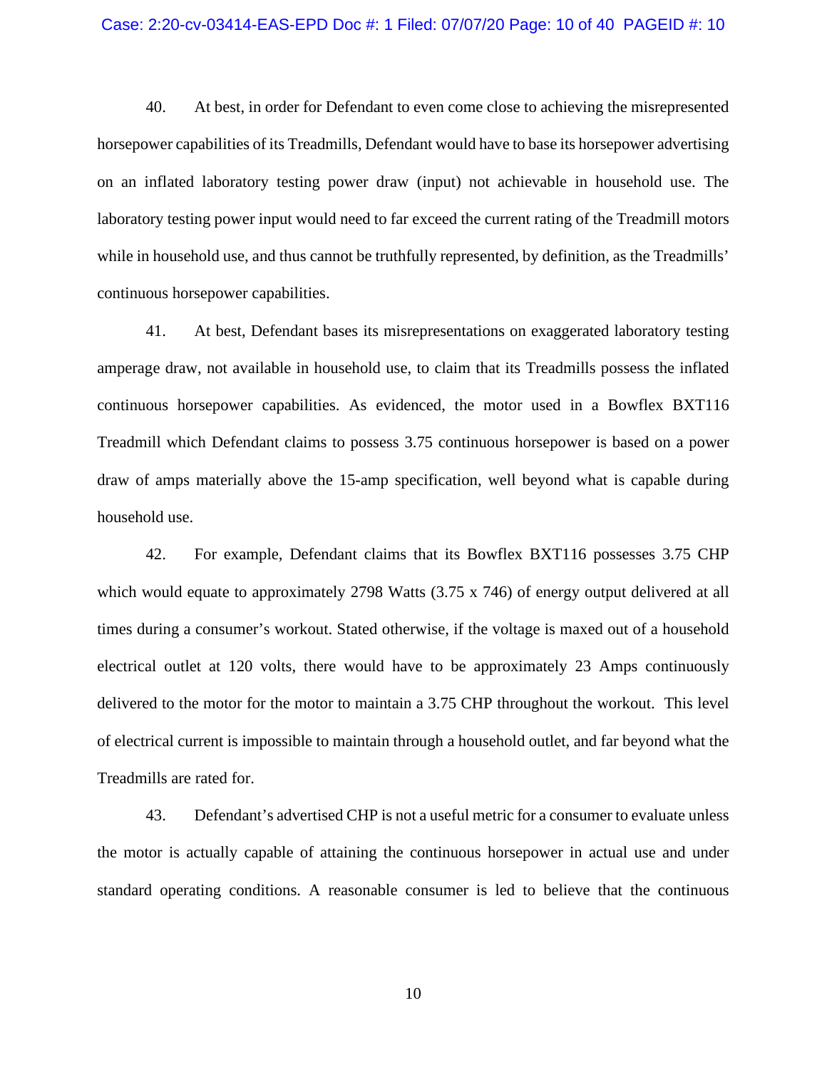40. At best, in order for Defendant to even come close to achieving the misrepresented horsepower capabilities of its Treadmills, Defendant would have to base its horsepower advertising on an inflated laboratory testing power draw (input) not achievable in household use. The laboratory testing power input would need to far exceed the current rating of the Treadmill motors while in household use, and thus cannot be truthfully represented, by definition, as the Treadmills' continuous horsepower capabilities.

41. At best, Defendant bases its misrepresentations on exaggerated laboratory testing amperage draw, not available in household use, to claim that its Treadmills possess the inflated continuous horsepower capabilities. As evidenced, the motor used in a Bowflex BXT116 Treadmill which Defendant claims to possess 3.75 continuous horsepower is based on a power draw of amps materially above the 15-amp specification, well beyond what is capable during household use.

42. For example, Defendant claims that its Bowflex BXT116 possesses 3.75 CHP which would equate to approximately 2798 Watts (3.75 x 746) of energy output delivered at all times during a consumer's workout. Stated otherwise, if the voltage is maxed out of a household electrical outlet at 120 volts, there would have to be approximately 23 Amps continuously delivered to the motor for the motor to maintain a 3.75 CHP throughout the workout. This level of electrical current is impossible to maintain through a household outlet, and far beyond what the Treadmills are rated for.

43. Defendant's advertised CHP is not a useful metric for a consumer to evaluate unless the motor is actually capable of attaining the continuous horsepower in actual use and under standard operating conditions. A reasonable consumer is led to believe that the continuous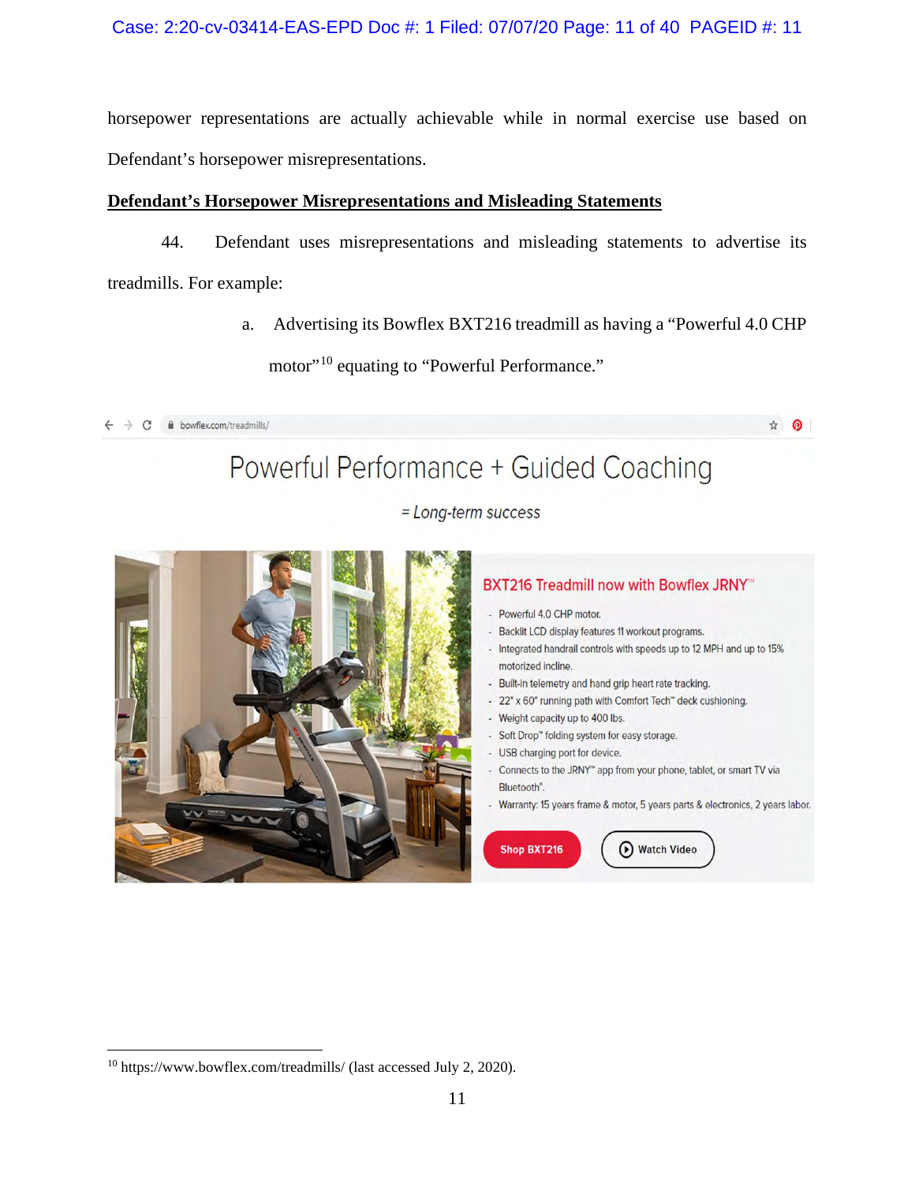horsepower representations are actually achievable while in normal exercise use based on Defendant's horsepower misrepresentations.

**Defendant's Horsepower Misrepresentations and Misleading Statements**

44. Defendant uses misrepresentations and misleading statements to advertise its treadmills. For example:

a. Advertising its Bowflex BXT216 treadmill as having a "Powerful 4.0 CHP motor"[10] equating to "Powerful Performance."

bowflex.com/treadmills/

Powerful Performance + Guided Coaching

= Long-term success

BXT216 Treadmill now with Bowflex JRNY™

- Powerful 4.0 CHP motor.
- Backlit LCD display features 11 workout programs.
- Integrated handrail controls with speeds up to 12 MPH and up to 15% motorized incline.
- Built-in telemetry and hand grip heart rate tracking.
- 22" x 60" running path with Comfort Tech™ deck cushioning.
- Weight capacity up to 400 lbs.
- Soft Drop™ folding system for easy storage.
- USB charging port for device.
- Connects to the JRNY™ app from your phone, tablet, or smart TV via Bluetooth®.
- Warranty: 15 years frame & motor, 5 years parts & electronics, 2 years labor.

Shop BXT216 | Watch Video

---

[10] https://www.bowflex.com/treadmills/ (last accessed July 2, 2020).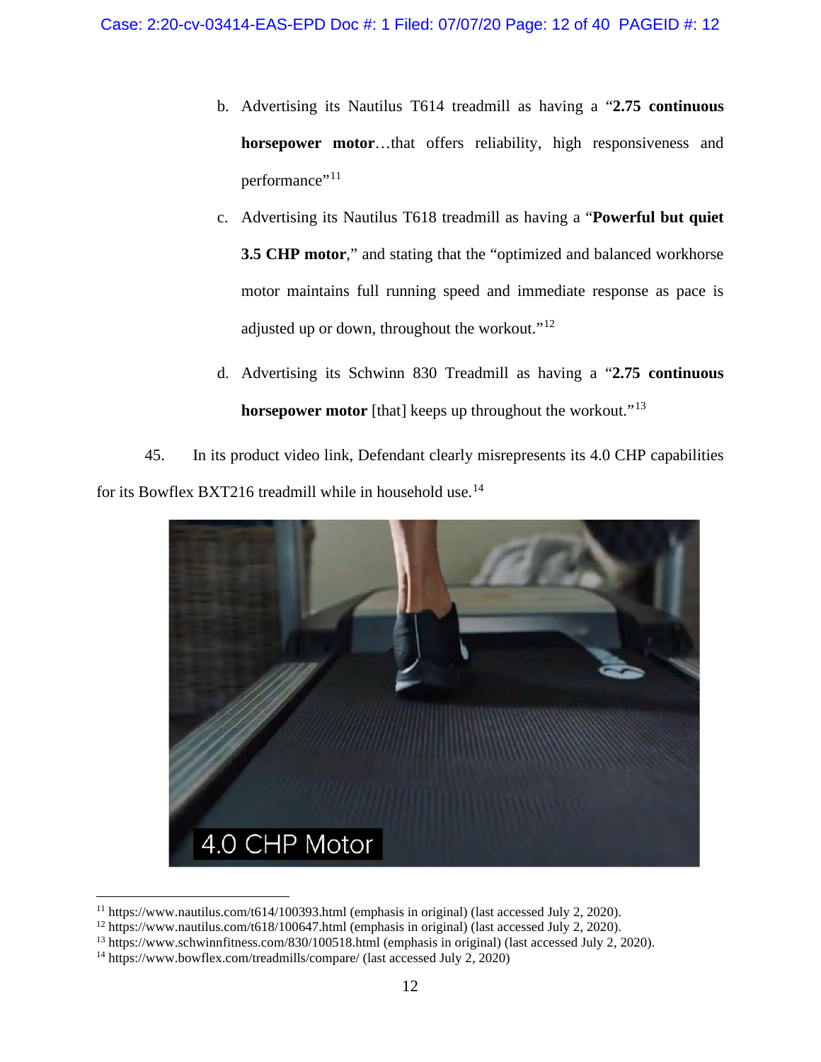b. Advertising its Nautilus T614 treadmill as having a "**2.75 continuous horsepower motor**…that offers reliability, high responsiveness and performance"[11]

c. Advertising its Nautilus T618 treadmill as having a "**Powerful but quiet 3.5 CHP motor**," and stating that the "optimized and balanced workhorse motor maintains full running speed and immediate response as pace is adjusted up or down, throughout the workout."[12]

d. Advertising its Schwinn 830 Treadmill as having a "**2.75 continuous horsepower motor** [that] keeps up throughout the workout."[13]

45. In its product video link, Defendant clearly misrepresents its 4.0 CHP capabilities for its Bowflex BXT216 treadmill while in household use.[14]

---

[11] https://www.nautilus.com/t614/100393.html (emphasis in original) (last accessed July 2, 2020).

[12] https://www.nautilus.com/t618/100647.html (emphasis in original) (last accessed July 2, 2020).

[13] https://www.schwinnfitness.com/830/100518.html (emphasis in original) (last accessed July 2, 2020).

[14] https://www.bowflex.com/treadmills/compare/ (last accessed July 2, 2020)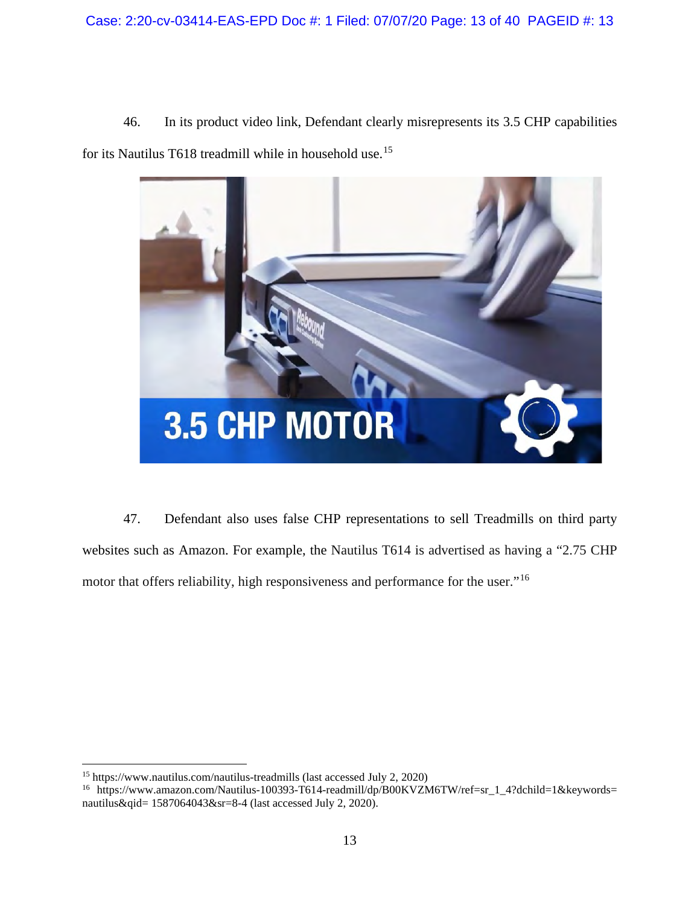46. In its product video link, Defendant clearly misrepresents its 3.5 CHP capabilities for its Nautilus T618 treadmill while in household use.[15]

47. Defendant also uses false CHP representations to sell Treadmills on third party websites such as Amazon. For example, the Nautilus T614 is advertised as having a "2.75 CHP motor that offers reliability, high responsiveness and performance for the user."[16]

---

[15] https://www.nautilus.com/nautilus-treadmills (last accessed July 2, 2020)

[16] https://www.amazon.com/Nautilus-100393-T614-readmill/dp/B00KVZM6TW/ref=sr_1_4?dchild=1&keywords=nautilus&qid= 1587064043&sr=8-4 (last accessed July 2, 2020).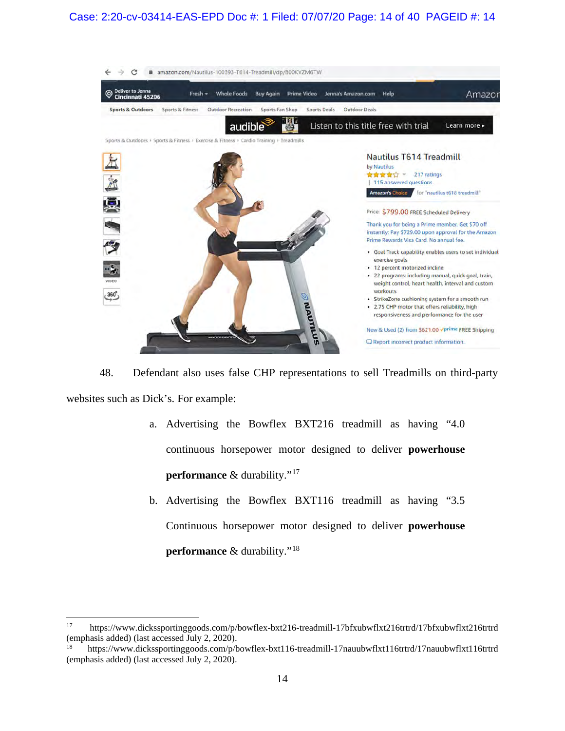48. Defendant also uses false CHP representations to sell Treadmills on third-party websites such as Dick's. For example:

a. Advertising the Bowflex BXT216 treadmill as having "4.0 continuous horsepower motor designed to deliver **powerhouse performance** & durability."[17]

b. Advertising the Bowflex BXT116 treadmill as having "3.5 Continuous horsepower motor designed to deliver **powerhouse performance** & durability."[18]

---

[17] https://www.dickssportinggoods.com/p/bowflex-bxt216-treadmill-17bfxubwflxt216trtrd/17bfxubwflxt216trtrd (emphasis added) (last accessed July 2, 2020).

[18] https://www.dickssportinggoods.com/p/bowflex-bxt116-treadmill-17nauubwflxt116trtrd/17nauubwflxt116trtrd (emphasis added) (last accessed July 2, 2020).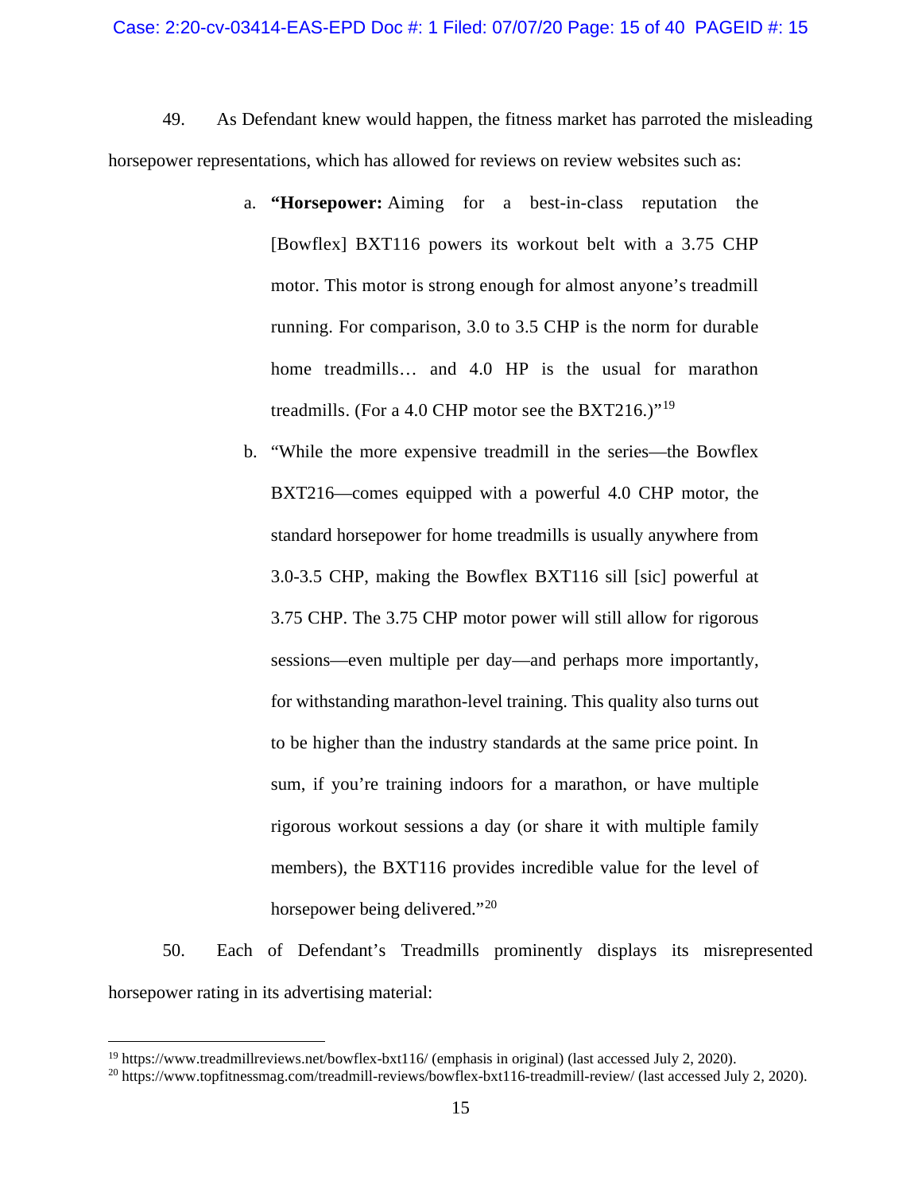49. As Defendant knew would happen, the fitness market has parroted the misleading horsepower representations, which has allowed for reviews on review websites such as:

> a. **"Horsepower:** Aiming for a best-in-class reputation the [Bowflex] BXT116 powers its workout belt with a 3.75 CHP motor. This motor is strong enough for almost anyone's treadmill running. For comparison, 3.0 to 3.5 CHP is the norm for durable home treadmills… and 4.0 HP is the usual for marathon treadmills. (For a 4.0 CHP motor see the BXT216.)"[19]
>
> b. "While the more expensive treadmill in the series—the Bowflex BXT216—comes equipped with a powerful 4.0 CHP motor, the standard horsepower for home treadmills is usually anywhere from 3.0-3.5 CHP, making the Bowflex BXT116 sill [sic] powerful at 3.75 CHP. The 3.75 CHP motor power will still allow for rigorous sessions—even multiple per day—and perhaps more importantly, for withstanding marathon-level training. This quality also turns out to be higher than the industry standards at the same price point. In sum, if you're training indoors for a marathon, or have multiple rigorous workout sessions a day (or share it with multiple family members), the BXT116 provides incredible value for the level of horsepower being delivered."[20]

50. Each of Defendant's Treadmills prominently displays its misrepresented horsepower rating in its advertising material:

---

[19] https://www.treadmillreviews.net/bowflex-bxt116/ (emphasis in original) (last accessed July 2, 2020).

[20] https://www.topfitnessmag.com/treadmill-reviews/bowflex-bxt116-treadmill-review/ (last accessed July 2, 2020).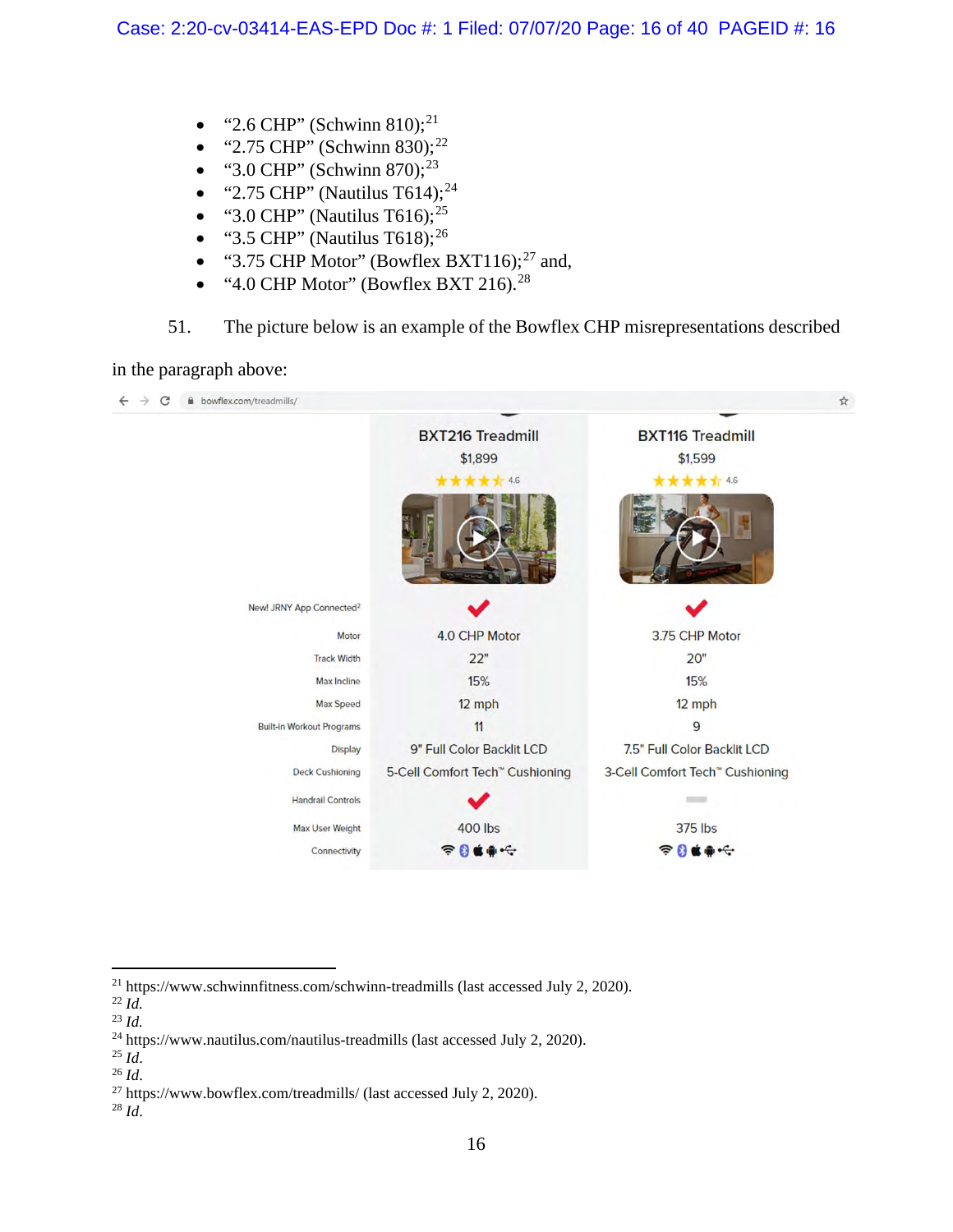- "2.6 CHP" (Schwinn 810);[21]
- "2.75 CHP" (Schwinn 830);[22]
- "3.0 CHP" (Schwinn 870);[23]
- "2.75 CHP" (Nautilus T614);[24]
- "3.0 CHP" (Nautilus T616);[25]
- "3.5 CHP" (Nautilus T618);[26]
- "3.75 CHP Motor" (Bowflex BXT116);[27] and,
- "4.0 CHP Motor" (Bowflex BXT 216).[28]

51. The picture below is an example of the Bowflex CHP misrepresentations described in the paragraph above:

bowflex.com/treadmills/

| | BXT216 Treadmill | BXT116 Treadmill |
|---|---|---|
| | $1,899 | $1,599 |
| | ★★★★★ 4.6 | ★★★★★ 4.6 |
| New! JRNY App Connected[2] | ✔ | ✔ |
| Motor | 4.0 CHP Motor | 3.75 CHP Motor |
| Track Width | 22" | 20" |
| Max Incline | 15% | 15% |
| Max Speed | 12 mph | 12 mph |
| Built-in Workout Programs | 11 | 9 |
| Display | 9" Full Color Backlit LCD | 7.5" Full Color Backlit LCD |
| Deck Cushioning | 5-Cell Comfort Tech™ Cushioning | 3-Cell Comfort Tech™ Cushioning |
| Handrail Controls | ✔ | — |
| Max User Weight | 400 lbs | 375 lbs |
| Connectivity | | |

---

[21] https://www.schwinnfitness.com/schwinn-treadmills (last accessed July 2, 2020).

[22] *Id.*

[23] *Id.*

[24] https://www.nautilus.com/nautilus-treadmills (last accessed July 2, 2020).

[25] *Id.*

[26] *Id.*

[27] https://www.bowflex.com/treadmills/ (last accessed July 2, 2020).

[28] *Id.*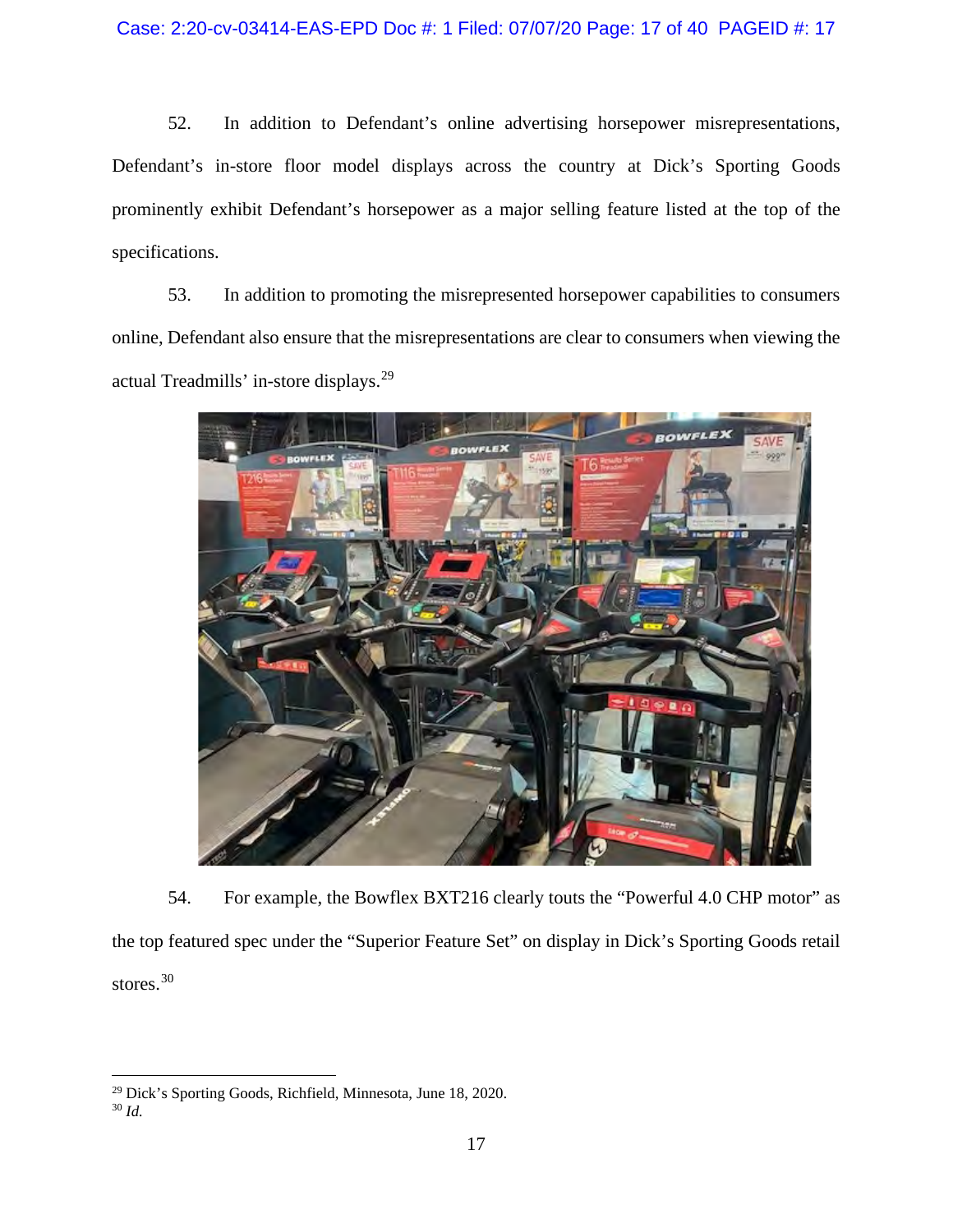52. In addition to Defendant's online advertising horsepower misrepresentations, Defendant's in-store floor model displays across the country at Dick's Sporting Goods prominently exhibit Defendant's horsepower as a major selling feature listed at the top of the specifications.

53. In addition to promoting the misrepresented horsepower capabilities to consumers online, Defendant also ensure that the misrepresentations are clear to consumers when viewing the actual Treadmills' in-store displays.[29]

54. For example, the Bowflex BXT216 clearly touts the "Powerful 4.0 CHP motor" as the top featured spec under the "Superior Feature Set" on display in Dick's Sporting Goods retail stores.[30]

---

[29] Dick's Sporting Goods, Richfield, Minnesota, June 18, 2020.

[30] *Id.*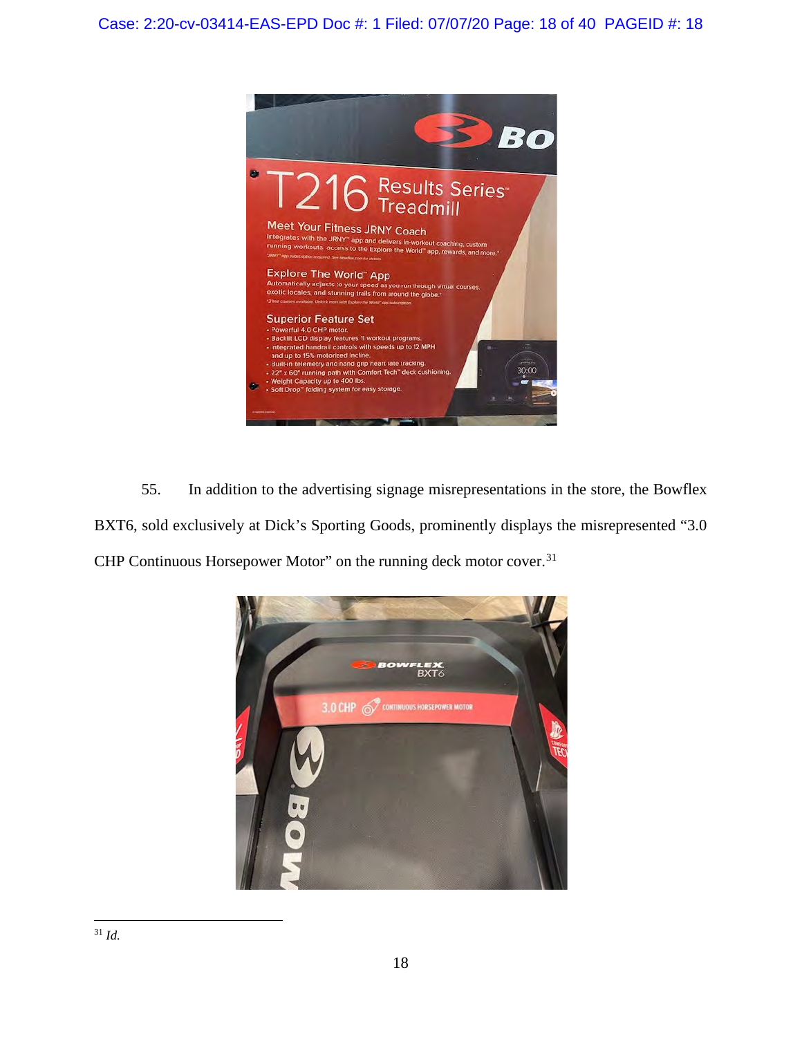55. In addition to the advertising signage misrepresentations in the store, the Bowflex BXT6, sold exclusively at Dick's Sporting Goods, prominently displays the misrepresented "3.0 CHP Continuous Horsepower Motor" on the running deck motor cover.[31]

[31] *Id.*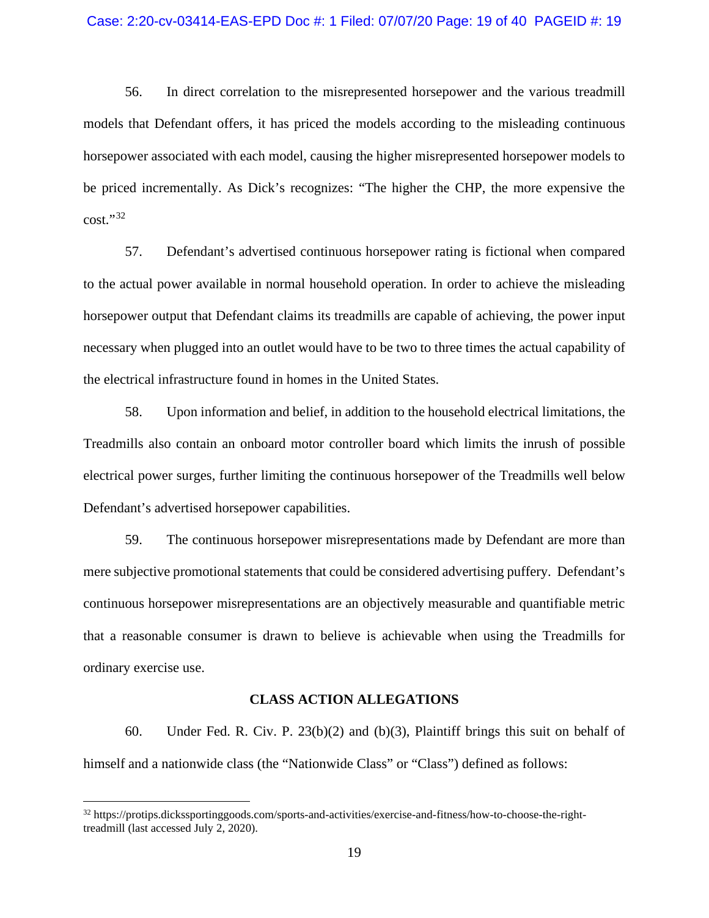56. In direct correlation to the misrepresented horsepower and the various treadmill models that Defendant offers, it has priced the models according to the misleading continuous horsepower associated with each model, causing the higher misrepresented horsepower models to be priced incrementally. As Dick's recognizes: "The higher the CHP, the more expensive the cost."[32]

57. Defendant's advertised continuous horsepower rating is fictional when compared to the actual power available in normal household operation. In order to achieve the misleading horsepower output that Defendant claims its treadmills are capable of achieving, the power input necessary when plugged into an outlet would have to be two to three times the actual capability of the electrical infrastructure found in homes in the United States.

58. Upon information and belief, in addition to the household electrical limitations, the Treadmills also contain an onboard motor controller board which limits the inrush of possible electrical power surges, further limiting the continuous horsepower of the Treadmills well below Defendant's advertised horsepower capabilities.

59. The continuous horsepower misrepresentations made by Defendant are more than mere subjective promotional statements that could be considered advertising puffery. Defendant's continuous horsepower misrepresentations are an objectively measurable and quantifiable metric that a reasonable consumer is drawn to believe is achievable when using the Treadmills for ordinary exercise use.

## CLASS ACTION ALLEGATIONS

60. Under Fed. R. Civ. P. 23(b)(2) and (b)(3), Plaintiff brings this suit on behalf of himself and a nationwide class (the "Nationwide Class" or "Class") defined as follows:

---

[32] https://protips.dickssportinggoods.com/sports-and-activities/exercise-and-fitness/how-to-choose-the-right-treadmill (last accessed July 2, 2020).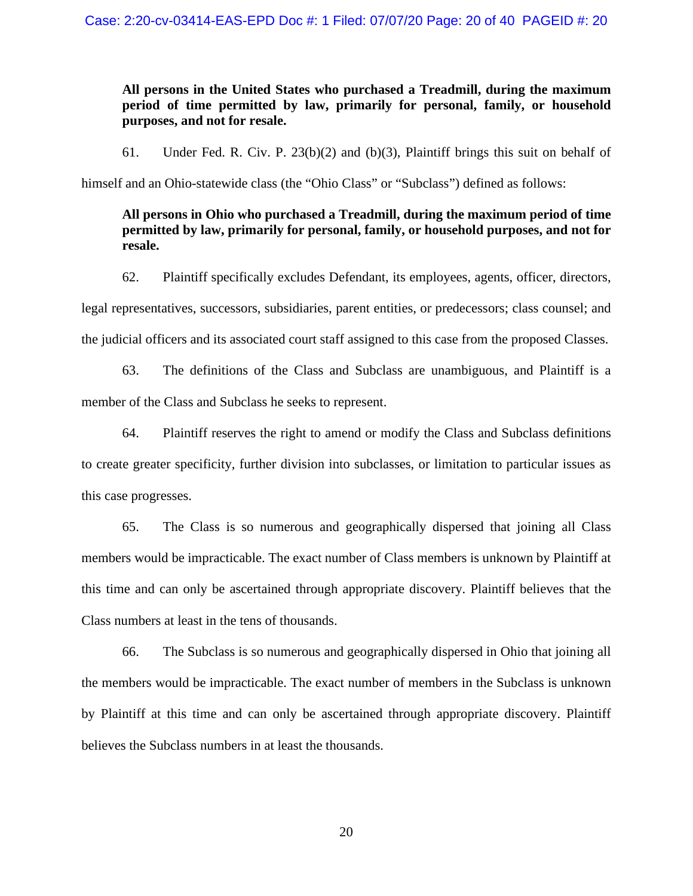**All persons in the United States who purchased a Treadmill, during the maximum period of time permitted by law, primarily for personal, family, or household purposes, and not for resale.**

61. Under Fed. R. Civ. P. 23(b)(2) and (b)(3), Plaintiff brings this suit on behalf of himself and an Ohio-statewide class (the "Ohio Class" or "Subclass") defined as follows:

**All persons in Ohio who purchased a Treadmill, during the maximum period of time permitted by law, primarily for personal, family, or household purposes, and not for resale.**

62. Plaintiff specifically excludes Defendant, its employees, agents, officer, directors, legal representatives, successors, subsidiaries, parent entities, or predecessors; class counsel; and the judicial officers and its associated court staff assigned to this case from the proposed Classes.

63. The definitions of the Class and Subclass are unambiguous, and Plaintiff is a member of the Class and Subclass he seeks to represent.

64. Plaintiff reserves the right to amend or modify the Class and Subclass definitions to create greater specificity, further division into subclasses, or limitation to particular issues as this case progresses.

65. The Class is so numerous and geographically dispersed that joining all Class members would be impracticable. The exact number of Class members is unknown by Plaintiff at this time and can only be ascertained through appropriate discovery. Plaintiff believes that the Class numbers at least in the tens of thousands.

66. The Subclass is so numerous and geographically dispersed in Ohio that joining all the members would be impracticable. The exact number of members in the Subclass is unknown by Plaintiff at this time and can only be ascertained through appropriate discovery. Plaintiff believes the Subclass numbers in at least the thousands.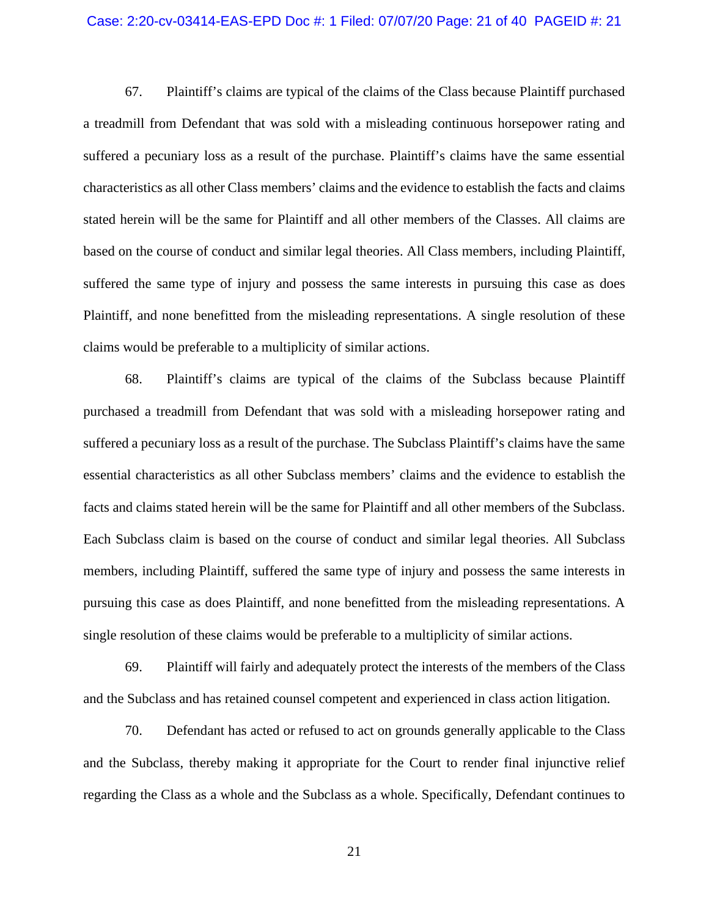67. Plaintiff's claims are typical of the claims of the Class because Plaintiff purchased a treadmill from Defendant that was sold with a misleading continuous horsepower rating and suffered a pecuniary loss as a result of the purchase. Plaintiff's claims have the same essential characteristics as all other Class members' claims and the evidence to establish the facts and claims stated herein will be the same for Plaintiff and all other members of the Classes. All claims are based on the course of conduct and similar legal theories. All Class members, including Plaintiff, suffered the same type of injury and possess the same interests in pursuing this case as does Plaintiff, and none benefitted from the misleading representations. A single resolution of these claims would be preferable to a multiplicity of similar actions.

68. Plaintiff's claims are typical of the claims of the Subclass because Plaintiff purchased a treadmill from Defendant that was sold with a misleading horsepower rating and suffered a pecuniary loss as a result of the purchase. The Subclass Plaintiff's claims have the same essential characteristics as all other Subclass members' claims and the evidence to establish the facts and claims stated herein will be the same for Plaintiff and all other members of the Subclass. Each Subclass claim is based on the course of conduct and similar legal theories. All Subclass members, including Plaintiff, suffered the same type of injury and possess the same interests in pursuing this case as does Plaintiff, and none benefitted from the misleading representations. A single resolution of these claims would be preferable to a multiplicity of similar actions.

69. Plaintiff will fairly and adequately protect the interests of the members of the Class and the Subclass and has retained counsel competent and experienced in class action litigation.

70. Defendant has acted or refused to act on grounds generally applicable to the Class and the Subclass, thereby making it appropriate for the Court to render final injunctive relief regarding the Class as a whole and the Subclass as a whole. Specifically, Defendant continues to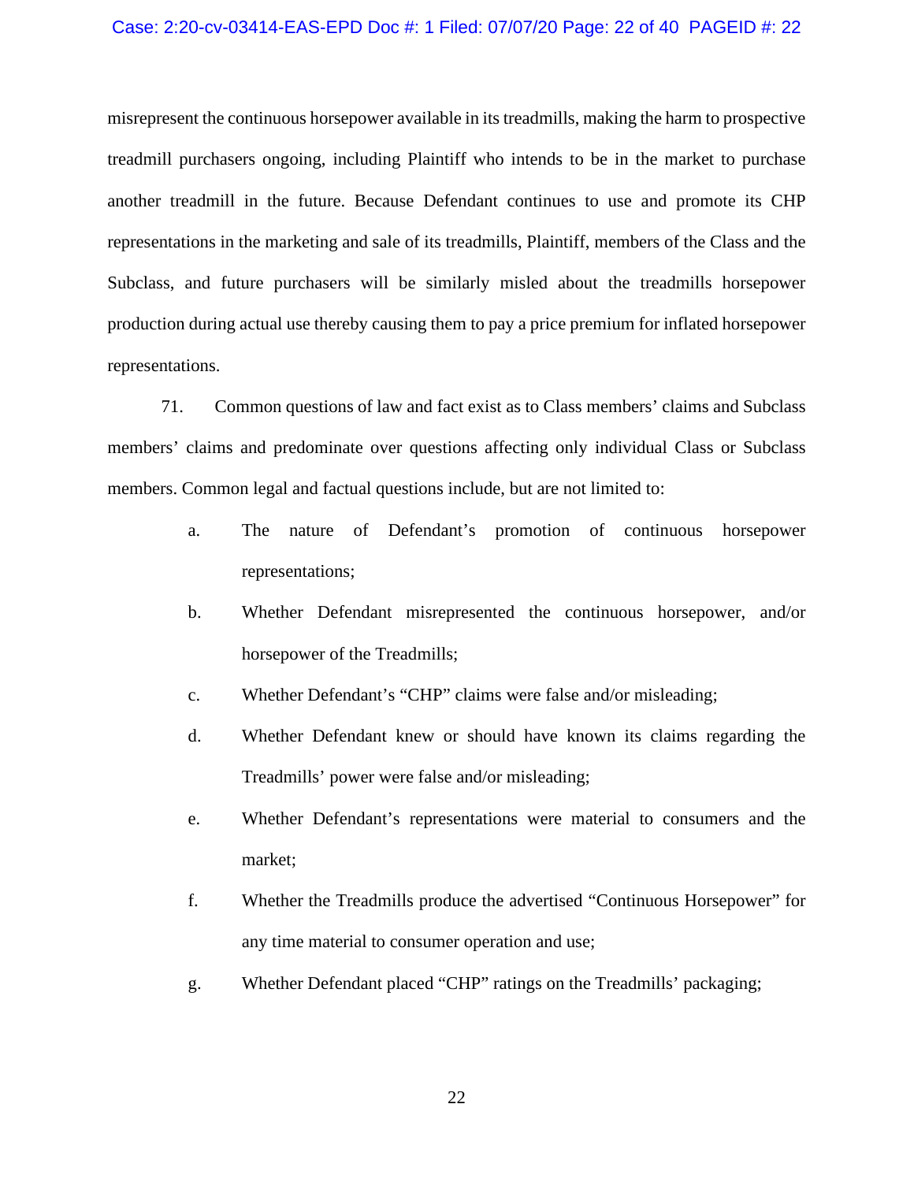misrepresent the continuous horsepower available in its treadmills, making the harm to prospective treadmill purchasers ongoing, including Plaintiff who intends to be in the market to purchase another treadmill in the future. Because Defendant continues to use and promote its CHP representations in the marketing and sale of its treadmills, Plaintiff, members of the Class and the Subclass, and future purchasers will be similarly misled about the treadmills horsepower production during actual use thereby causing them to pay a price premium for inflated horsepower representations.

71. Common questions of law and fact exist as to Class members' claims and Subclass members' claims and predominate over questions affecting only individual Class or Subclass members. Common legal and factual questions include, but are not limited to:

a. The nature of Defendant's promotion of continuous horsepower representations;

b. Whether Defendant misrepresented the continuous horsepower, and/or horsepower of the Treadmills;

c. Whether Defendant's "CHP" claims were false and/or misleading;

d. Whether Defendant knew or should have known its claims regarding the Treadmills' power were false and/or misleading;

e. Whether Defendant's representations were material to consumers and the market;

f. Whether the Treadmills produce the advertised "Continuous Horsepower" for any time material to consumer operation and use;

g. Whether Defendant placed "CHP" ratings on the Treadmills' packaging;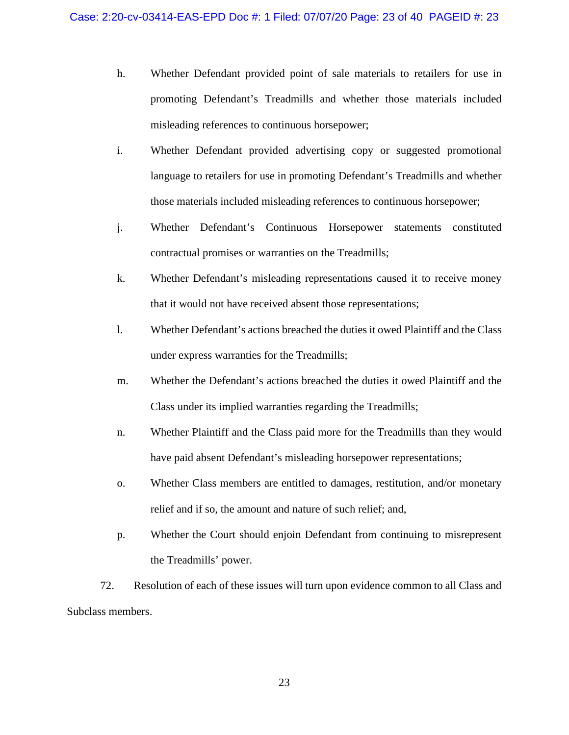h. Whether Defendant provided point of sale materials to retailers for use in promoting Defendant's Treadmills and whether those materials included misleading references to continuous horsepower;

i. Whether Defendant provided advertising copy or suggested promotional language to retailers for use in promoting Defendant's Treadmills and whether those materials included misleading references to continuous horsepower;

j. Whether Defendant's Continuous Horsepower statements constituted contractual promises or warranties on the Treadmills;

k. Whether Defendant's misleading representations caused it to receive money that it would not have received absent those representations;

l. Whether Defendant's actions breached the duties it owed Plaintiff and the Class under express warranties for the Treadmills;

m. Whether the Defendant's actions breached the duties it owed Plaintiff and the Class under its implied warranties regarding the Treadmills;

n. Whether Plaintiff and the Class paid more for the Treadmills than they would have paid absent Defendant's misleading horsepower representations;

o. Whether Class members are entitled to damages, restitution, and/or monetary relief and if so, the amount and nature of such relief; and,

p. Whether the Court should enjoin Defendant from continuing to misrepresent the Treadmills' power.

72. Resolution of each of these issues will turn upon evidence common to all Class and Subclass members.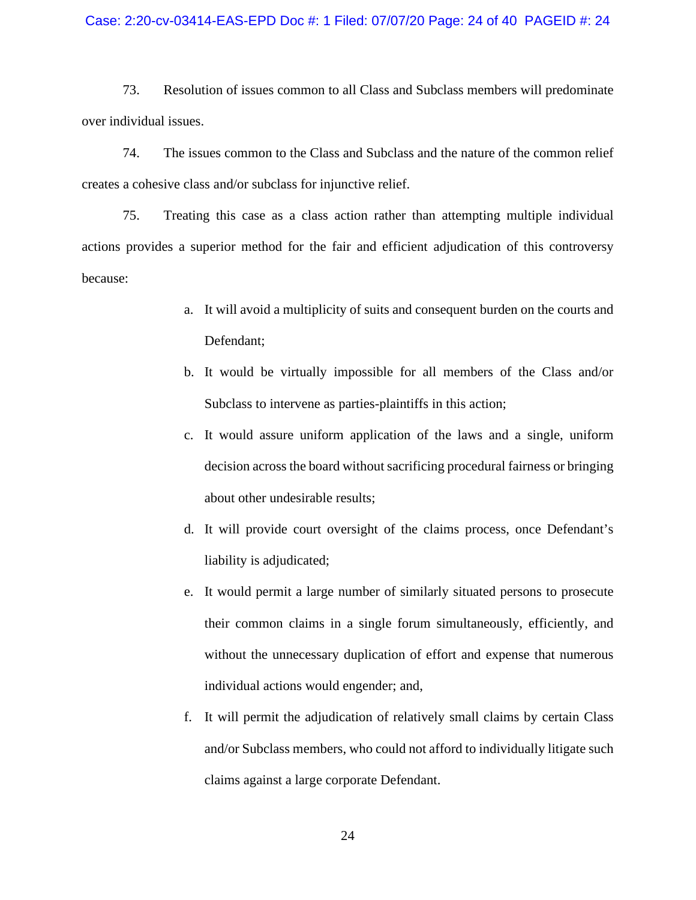73. Resolution of issues common to all Class and Subclass members will predominate over individual issues.

74. The issues common to the Class and Subclass and the nature of the common relief creates a cohesive class and/or subclass for injunctive relief.

75. Treating this case as a class action rather than attempting multiple individual actions provides a superior method for the fair and efficient adjudication of this controversy because:

a. It will avoid a multiplicity of suits and consequent burden on the courts and Defendant;

b. It would be virtually impossible for all members of the Class and/or Subclass to intervene as parties-plaintiffs in this action;

c. It would assure uniform application of the laws and a single, uniform decision across the board without sacrificing procedural fairness or bringing about other undesirable results;

d. It will provide court oversight of the claims process, once Defendant's liability is adjudicated;

e. It would permit a large number of similarly situated persons to prosecute their common claims in a single forum simultaneously, efficiently, and without the unnecessary duplication of effort and expense that numerous individual actions would engender; and,

f. It will permit the adjudication of relatively small claims by certain Class and/or Subclass members, who could not afford to individually litigate such claims against a large corporate Defendant.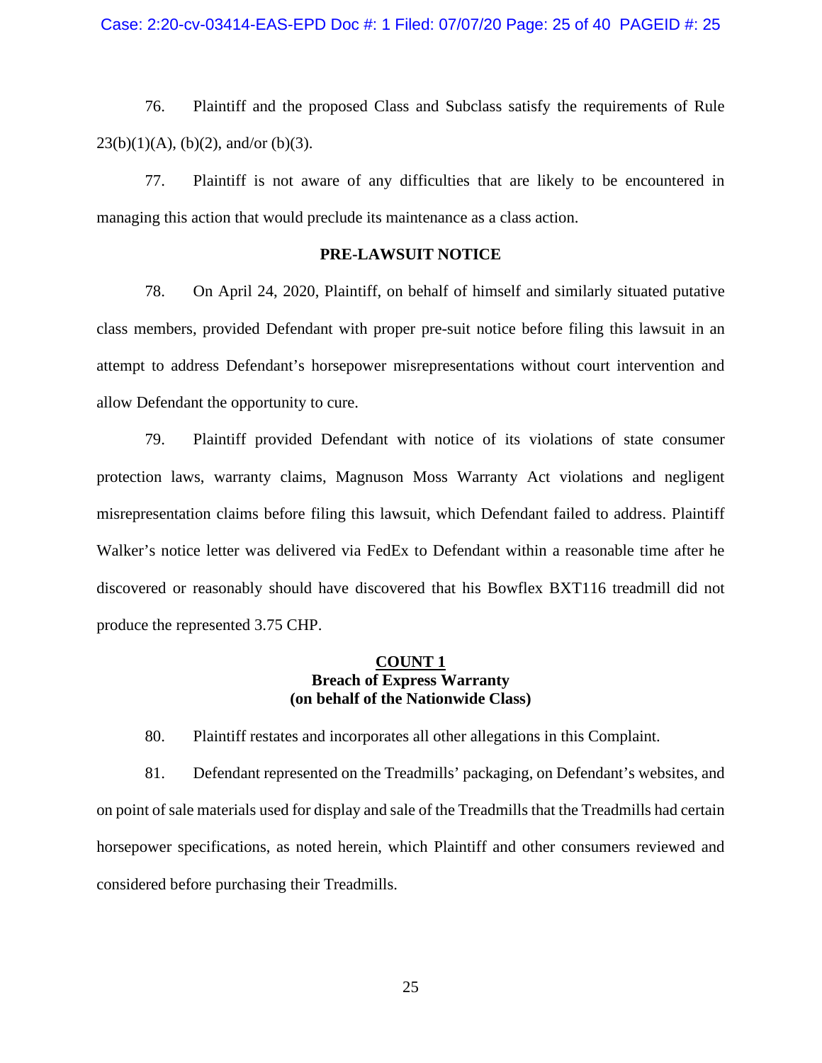76. Plaintiff and the proposed Class and Subclass satisfy the requirements of Rule 23(b)(1)(A), (b)(2), and/or (b)(3).

77. Plaintiff is not aware of any difficulties that are likely to be encountered in managing this action that would preclude its maintenance as a class action.

## PRE-LAWSUIT NOTICE

78. On April 24, 2020, Plaintiff, on behalf of himself and similarly situated putative class members, provided Defendant with proper pre-suit notice before filing this lawsuit in an attempt to address Defendant's horsepower misrepresentations without court intervention and allow Defendant the opportunity to cure.

79. Plaintiff provided Defendant with notice of its violations of state consumer protection laws, warranty claims, Magnuson Moss Warranty Act violations and negligent misrepresentation claims before filing this lawsuit, which Defendant failed to address. Plaintiff Walker's notice letter was delivered via FedEx to Defendant within a reasonable time after he discovered or reasonably should have discovered that his Bowflex BXT116 treadmill did not produce the represented 3.75 CHP.

## COUNT 1
### Breach of Express Warranty
### (on behalf of the Nationwide Class)

80. Plaintiff restates and incorporates all other allegations in this Complaint.

81. Defendant represented on the Treadmills' packaging, on Defendant's websites, and on point of sale materials used for display and sale of the Treadmills that the Treadmills had certain horsepower specifications, as noted herein, which Plaintiff and other consumers reviewed and considered before purchasing their Treadmills.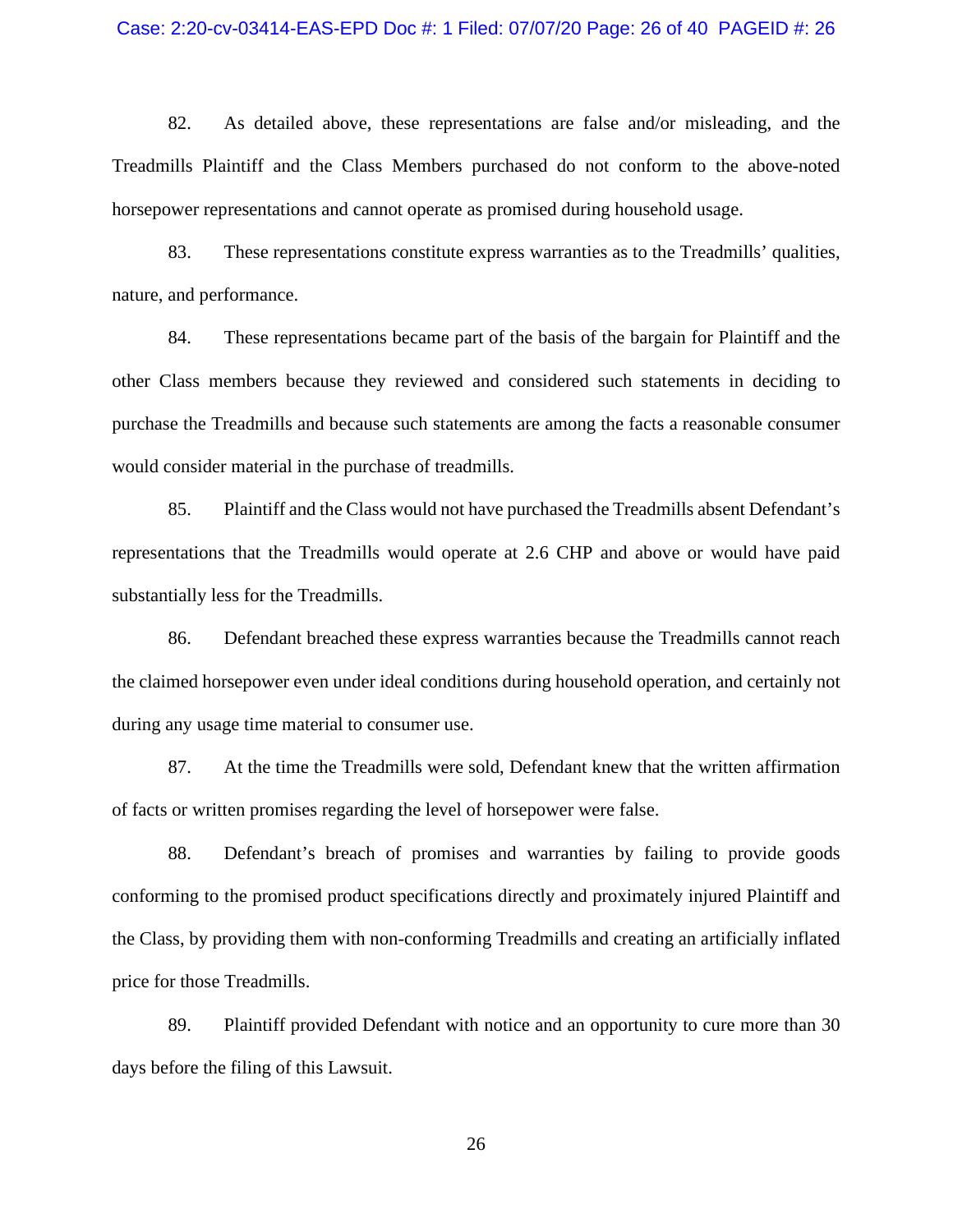82. As detailed above, these representations are false and/or misleading, and the Treadmills Plaintiff and the Class Members purchased do not conform to the above-noted horsepower representations and cannot operate as promised during household usage.

83. These representations constitute express warranties as to the Treadmills' qualities, nature, and performance.

84. These representations became part of the basis of the bargain for Plaintiff and the other Class members because they reviewed and considered such statements in deciding to purchase the Treadmills and because such statements are among the facts a reasonable consumer would consider material in the purchase of treadmills.

85. Plaintiff and the Class would not have purchased the Treadmills absent Defendant's representations that the Treadmills would operate at 2.6 CHP and above or would have paid substantially less for the Treadmills.

86. Defendant breached these express warranties because the Treadmills cannot reach the claimed horsepower even under ideal conditions during household operation, and certainly not during any usage time material to consumer use.

87. At the time the Treadmills were sold, Defendant knew that the written affirmation of facts or written promises regarding the level of horsepower were false.

88. Defendant's breach of promises and warranties by failing to provide goods conforming to the promised product specifications directly and proximately injured Plaintiff and the Class, by providing them with non-conforming Treadmills and creating an artificially inflated price for those Treadmills.

89. Plaintiff provided Defendant with notice and an opportunity to cure more than 30 days before the filing of this Lawsuit.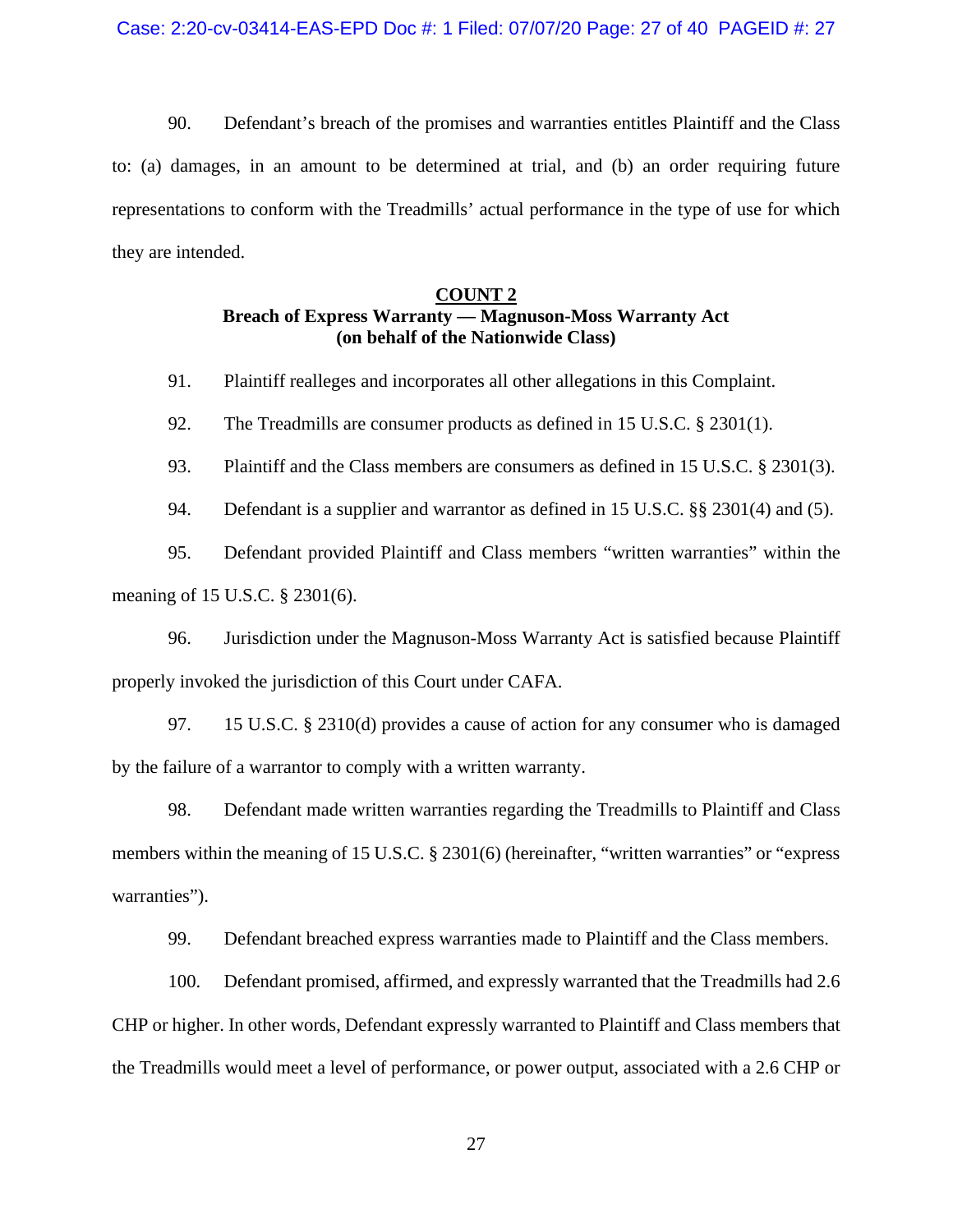90. Defendant's breach of the promises and warranties entitles Plaintiff and the Class to: (a) damages, in an amount to be determined at trial, and (b) an order requiring future representations to conform with the Treadmills' actual performance in the type of use for which they are intended.

**COUNT 2**
**Breach of Express Warranty — Magnuson-Moss Warranty Act**
**(on behalf of the Nationwide Class)**

91. Plaintiff realleges and incorporates all other allegations in this Complaint.

92. The Treadmills are consumer products as defined in 15 U.S.C. § 2301(1).

93. Plaintiff and the Class members are consumers as defined in 15 U.S.C. § 2301(3).

94. Defendant is a supplier and warrantor as defined in 15 U.S.C. §§ 2301(4) and (5).

95. Defendant provided Plaintiff and Class members "written warranties" within the meaning of 15 U.S.C. § 2301(6).

96. Jurisdiction under the Magnuson-Moss Warranty Act is satisfied because Plaintiff properly invoked the jurisdiction of this Court under CAFA.

97. 15 U.S.C. § 2310(d) provides a cause of action for any consumer who is damaged by the failure of a warrantor to comply with a written warranty.

98. Defendant made written warranties regarding the Treadmills to Plaintiff and Class members within the meaning of 15 U.S.C. § 2301(6) (hereinafter, "written warranties" or "express warranties").

99. Defendant breached express warranties made to Plaintiff and the Class members.

100. Defendant promised, affirmed, and expressly warranted that the Treadmills had 2.6 CHP or higher. In other words, Defendant expressly warranted to Plaintiff and Class members that the Treadmills would meet a level of performance, or power output, associated with a 2.6 CHP or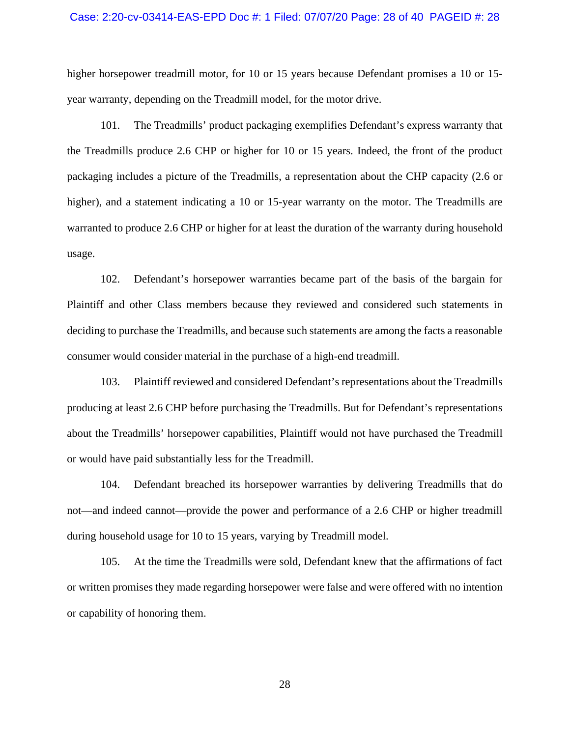higher horsepower treadmill motor, for 10 or 15 years because Defendant promises a 10 or 15-year warranty, depending on the Treadmill model, for the motor drive.

101. The Treadmills' product packaging exemplifies Defendant's express warranty that the Treadmills produce 2.6 CHP or higher for 10 or 15 years. Indeed, the front of the product packaging includes a picture of the Treadmills, a representation about the CHP capacity (2.6 or higher), and a statement indicating a 10 or 15-year warranty on the motor. The Treadmills are warranted to produce 2.6 CHP or higher for at least the duration of the warranty during household usage.

102. Defendant's horsepower warranties became part of the basis of the bargain for Plaintiff and other Class members because they reviewed and considered such statements in deciding to purchase the Treadmills, and because such statements are among the facts a reasonable consumer would consider material in the purchase of a high-end treadmill.

103. Plaintiff reviewed and considered Defendant's representations about the Treadmills producing at least 2.6 CHP before purchasing the Treadmills. But for Defendant's representations about the Treadmills' horsepower capabilities, Plaintiff would not have purchased the Treadmill or would have paid substantially less for the Treadmill.

104. Defendant breached its horsepower warranties by delivering Treadmills that do not—and indeed cannot—provide the power and performance of a 2.6 CHP or higher treadmill during household usage for 10 to 15 years, varying by Treadmill model.

105. At the time the Treadmills were sold, Defendant knew that the affirmations of fact or written promises they made regarding horsepower were false and were offered with no intention or capability of honoring them.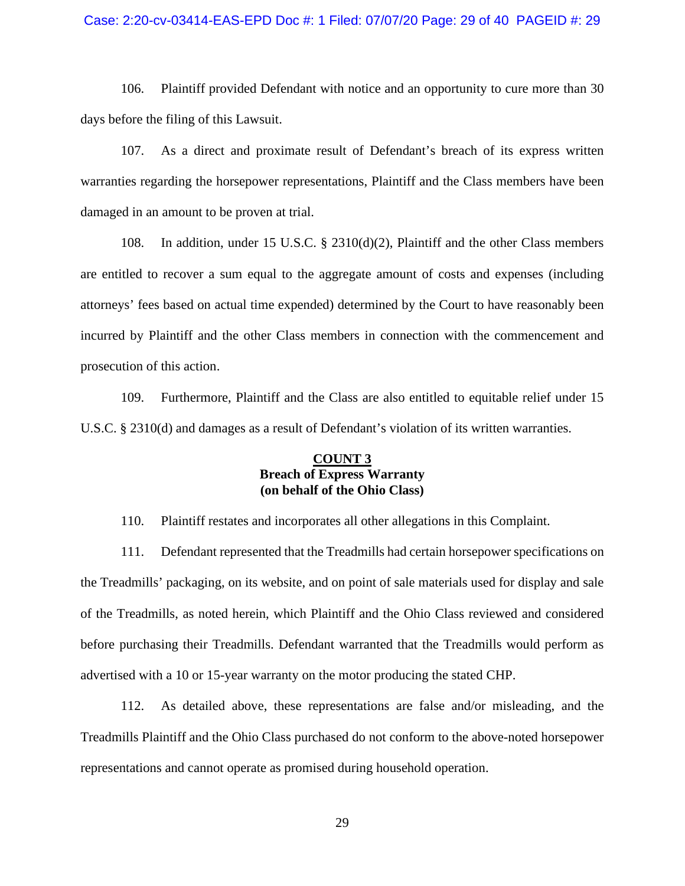106. Plaintiff provided Defendant with notice and an opportunity to cure more than 30 days before the filing of this Lawsuit.

107. As a direct and proximate result of Defendant's breach of its express written warranties regarding the horsepower representations, Plaintiff and the Class members have been damaged in an amount to be proven at trial.

108. In addition, under 15 U.S.C. § 2310(d)(2), Plaintiff and the other Class members are entitled to recover a sum equal to the aggregate amount of costs and expenses (including attorneys' fees based on actual time expended) determined by the Court to have reasonably been incurred by Plaintiff and the other Class members in connection with the commencement and prosecution of this action.

109. Furthermore, Plaintiff and the Class are also entitled to equitable relief under 15 U.S.C. § 2310(d) and damages as a result of Defendant's violation of its written warranties.

## COUNT 3
**Breach of Express Warranty**
**(on behalf of the Ohio Class)**

110. Plaintiff restates and incorporates all other allegations in this Complaint.

111. Defendant represented that the Treadmills had certain horsepower specifications on the Treadmills' packaging, on its website, and on point of sale materials used for display and sale of the Treadmills, as noted herein, which Plaintiff and the Ohio Class reviewed and considered before purchasing their Treadmills. Defendant warranted that the Treadmills would perform as advertised with a 10 or 15-year warranty on the motor producing the stated CHP.

112. As detailed above, these representations are false and/or misleading, and the Treadmills Plaintiff and the Ohio Class purchased do not conform to the above-noted horsepower representations and cannot operate as promised during household operation.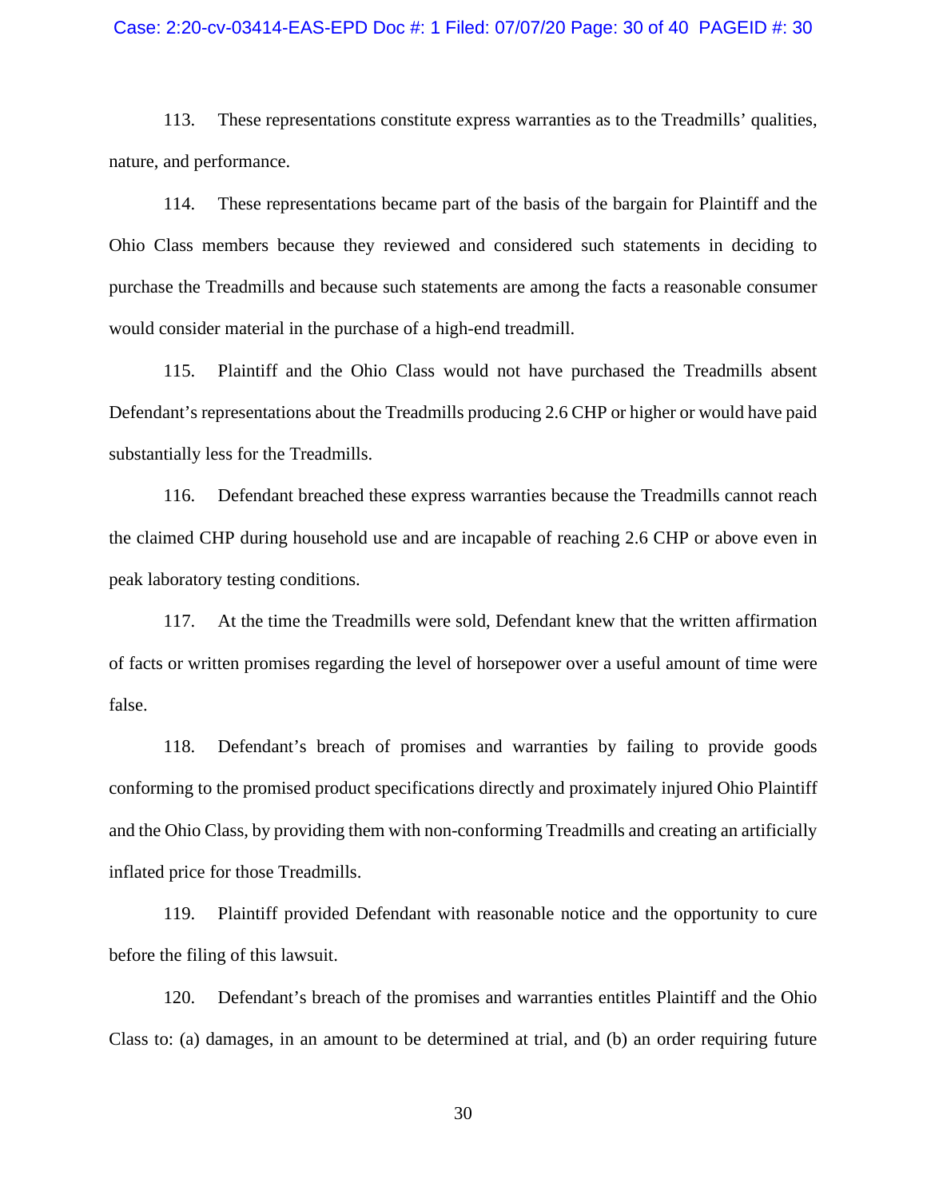113. These representations constitute express warranties as to the Treadmills' qualities, nature, and performance.

114. These representations became part of the basis of the bargain for Plaintiff and the Ohio Class members because they reviewed and considered such statements in deciding to purchase the Treadmills and because such statements are among the facts a reasonable consumer would consider material in the purchase of a high-end treadmill.

115. Plaintiff and the Ohio Class would not have purchased the Treadmills absent Defendant's representations about the Treadmills producing 2.6 CHP or higher or would have paid substantially less for the Treadmills.

116. Defendant breached these express warranties because the Treadmills cannot reach the claimed CHP during household use and are incapable of reaching 2.6 CHP or above even in peak laboratory testing conditions.

117. At the time the Treadmills were sold, Defendant knew that the written affirmation of facts or written promises regarding the level of horsepower over a useful amount of time were false.

118. Defendant's breach of promises and warranties by failing to provide goods conforming to the promised product specifications directly and proximately injured Ohio Plaintiff and the Ohio Class, by providing them with non-conforming Treadmills and creating an artificially inflated price for those Treadmills.

119. Plaintiff provided Defendant with reasonable notice and the opportunity to cure before the filing of this lawsuit.

120. Defendant's breach of the promises and warranties entitles Plaintiff and the Ohio Class to: (a) damages, in an amount to be determined at trial, and (b) an order requiring future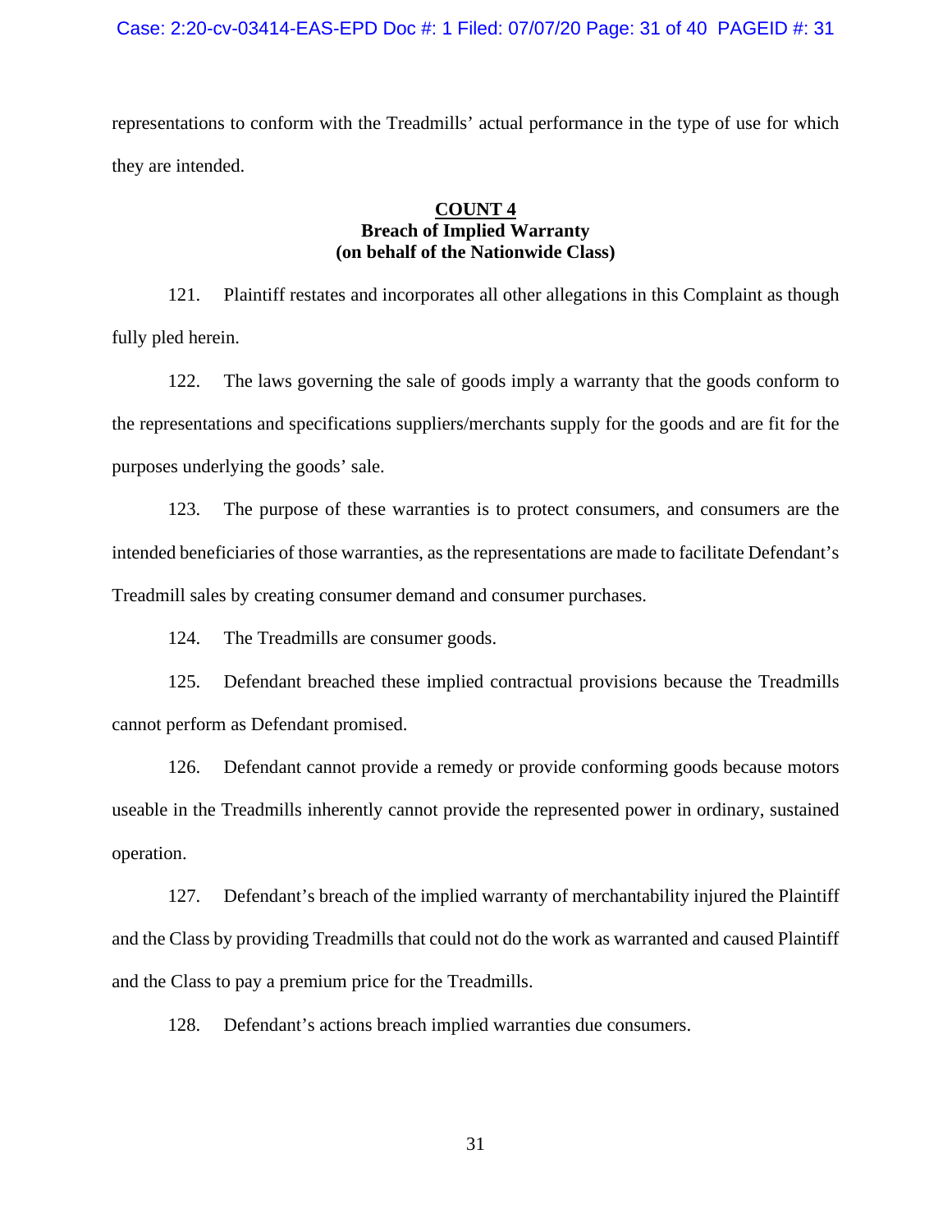representations to conform with the Treadmills' actual performance in the type of use for which they are intended.

**COUNT 4**
**Breach of Implied Warranty**
**(on behalf of the Nationwide Class)**

121. Plaintiff restates and incorporates all other allegations in this Complaint as though fully pled herein.

122. The laws governing the sale of goods imply a warranty that the goods conform to the representations and specifications suppliers/merchants supply for the goods and are fit for the purposes underlying the goods' sale.

123. The purpose of these warranties is to protect consumers, and consumers are the intended beneficiaries of those warranties, as the representations are made to facilitate Defendant's Treadmill sales by creating consumer demand and consumer purchases.

124. The Treadmills are consumer goods.

125. Defendant breached these implied contractual provisions because the Treadmills cannot perform as Defendant promised.

126. Defendant cannot provide a remedy or provide conforming goods because motors useable in the Treadmills inherently cannot provide the represented power in ordinary, sustained operation.

127. Defendant's breach of the implied warranty of merchantability injured the Plaintiff and the Class by providing Treadmills that could not do the work as warranted and caused Plaintiff and the Class to pay a premium price for the Treadmills.

128. Defendant's actions breach implied warranties due consumers.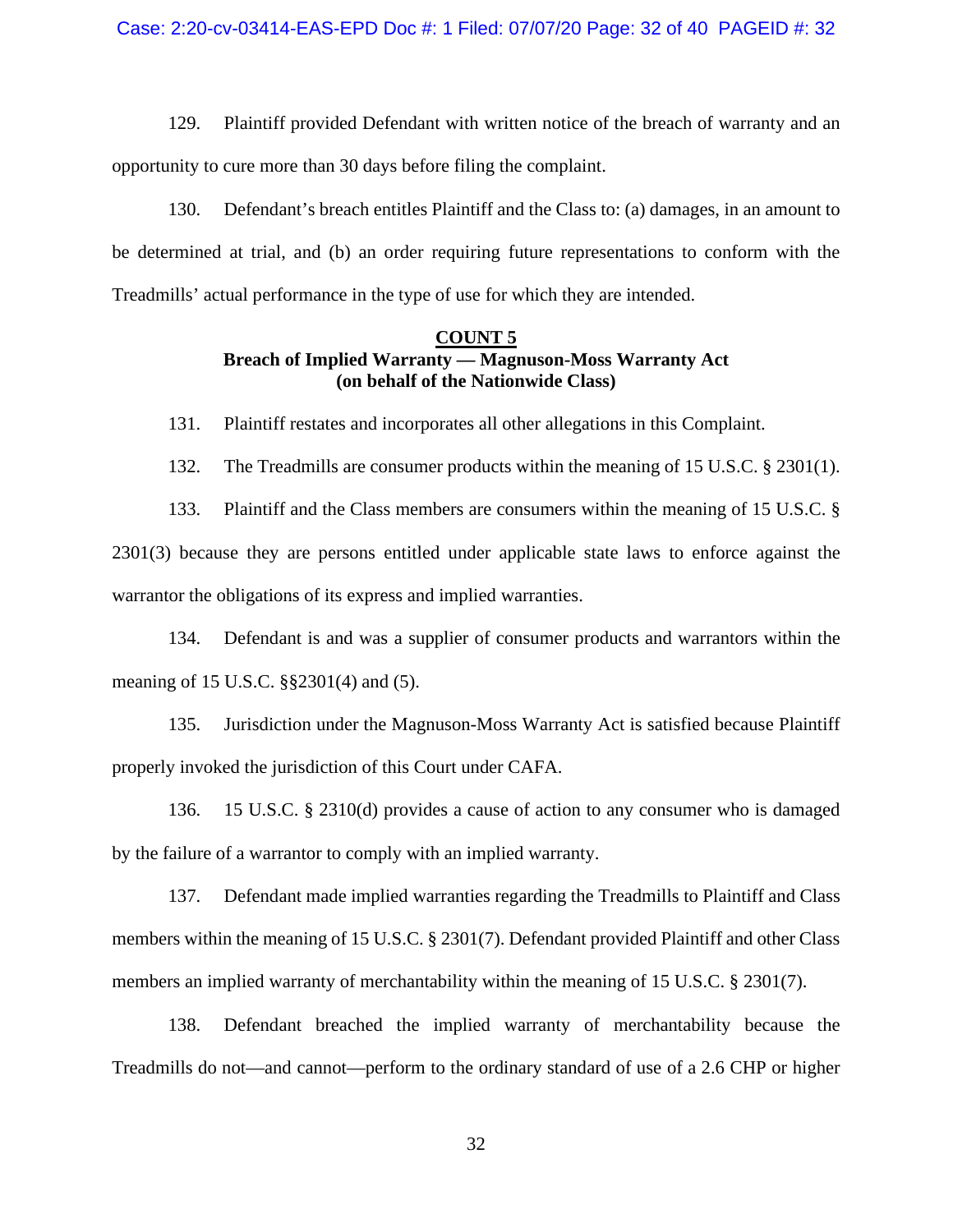129. Plaintiff provided Defendant with written notice of the breach of warranty and an opportunity to cure more than 30 days before filing the complaint.

130. Defendant's breach entitles Plaintiff and the Class to: (a) damages, in an amount to be determined at trial, and (b) an order requiring future representations to conform with the Treadmills' actual performance in the type of use for which they are intended.

**COUNT 5**
**Breach of Implied Warranty — Magnuson-Moss Warranty Act**
**(on behalf of the Nationwide Class)**

131. Plaintiff restates and incorporates all other allegations in this Complaint.

132. The Treadmills are consumer products within the meaning of 15 U.S.C. § 2301(1).

133. Plaintiff and the Class members are consumers within the meaning of 15 U.S.C. § 2301(3) because they are persons entitled under applicable state laws to enforce against the warrantor the obligations of its express and implied warranties.

134. Defendant is and was a supplier of consumer products and warrantors within the meaning of 15 U.S.C. §§2301(4) and (5).

135. Jurisdiction under the Magnuson-Moss Warranty Act is satisfied because Plaintiff properly invoked the jurisdiction of this Court under CAFA.

136. 15 U.S.C. § 2310(d) provides a cause of action to any consumer who is damaged by the failure of a warrantor to comply with an implied warranty.

137. Defendant made implied warranties regarding the Treadmills to Plaintiff and Class members within the meaning of 15 U.S.C. § 2301(7). Defendant provided Plaintiff and other Class members an implied warranty of merchantability within the meaning of 15 U.S.C. § 2301(7).

138. Defendant breached the implied warranty of merchantability because the Treadmills do not—and cannot—perform to the ordinary standard of use of a 2.6 CHP or higher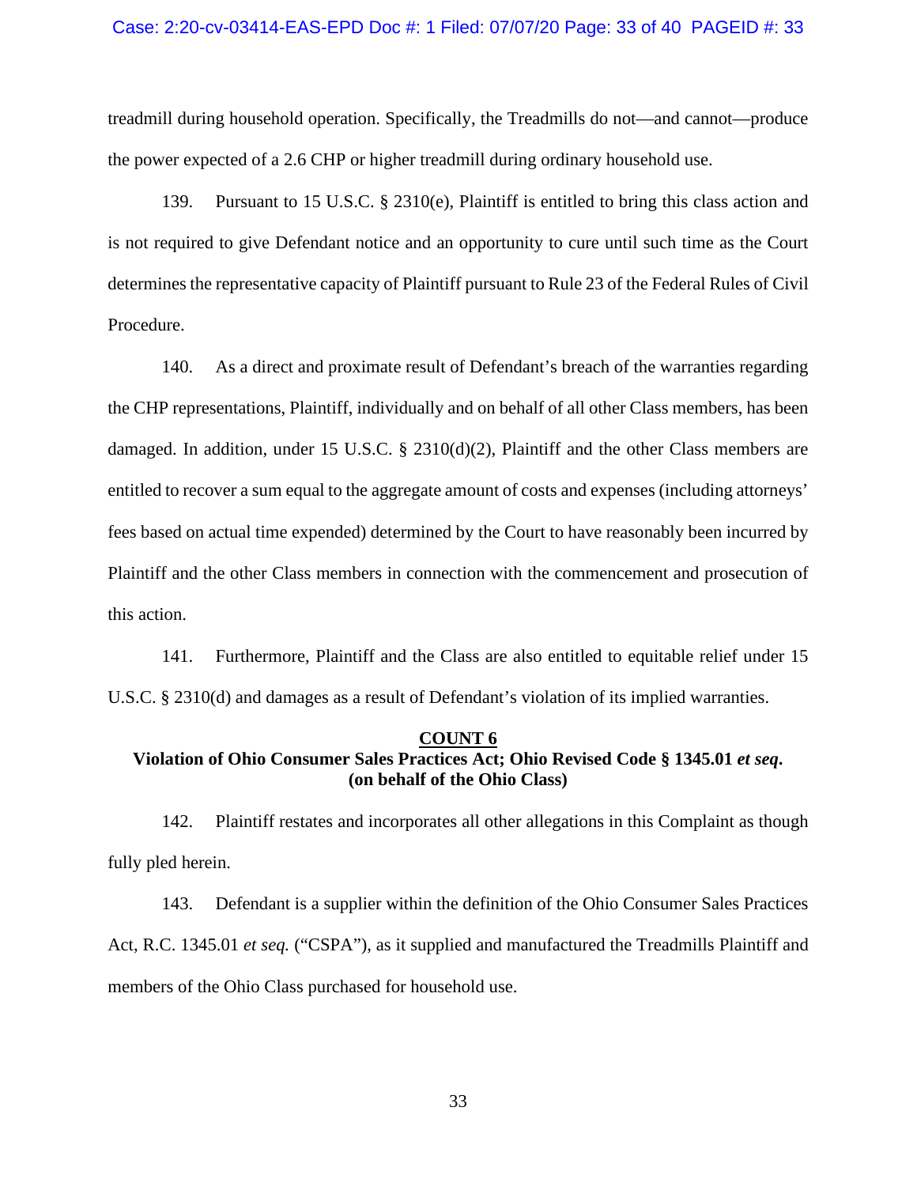treadmill during household operation. Specifically, the Treadmills do not—and cannot—produce the power expected of a 2.6 CHP or higher treadmill during ordinary household use.

139. Pursuant to 15 U.S.C. § 2310(e), Plaintiff is entitled to bring this class action and is not required to give Defendant notice and an opportunity to cure until such time as the Court determines the representative capacity of Plaintiff pursuant to Rule 23 of the Federal Rules of Civil Procedure.

140. As a direct and proximate result of Defendant's breach of the warranties regarding the CHP representations, Plaintiff, individually and on behalf of all other Class members, has been damaged. In addition, under 15 U.S.C. § 2310(d)(2), Plaintiff and the other Class members are entitled to recover a sum equal to the aggregate amount of costs and expenses (including attorneys' fees based on actual time expended) determined by the Court to have reasonably been incurred by Plaintiff and the other Class members in connection with the commencement and prosecution of this action.

141. Furthermore, Plaintiff and the Class are also entitled to equitable relief under 15 U.S.C. § 2310(d) and damages as a result of Defendant's violation of its implied warranties.

**COUNT 6**
**Violation of Ohio Consumer Sales Practices Act; Ohio Revised Code § 1345.01 *et seq*.**
**(on behalf of the Ohio Class)**

142. Plaintiff restates and incorporates all other allegations in this Complaint as though fully pled herein.

143. Defendant is a supplier within the definition of the Ohio Consumer Sales Practices Act, R.C. 1345.01 *et seq.* ("CSPA"), as it supplied and manufactured the Treadmills Plaintiff and members of the Ohio Class purchased for household use.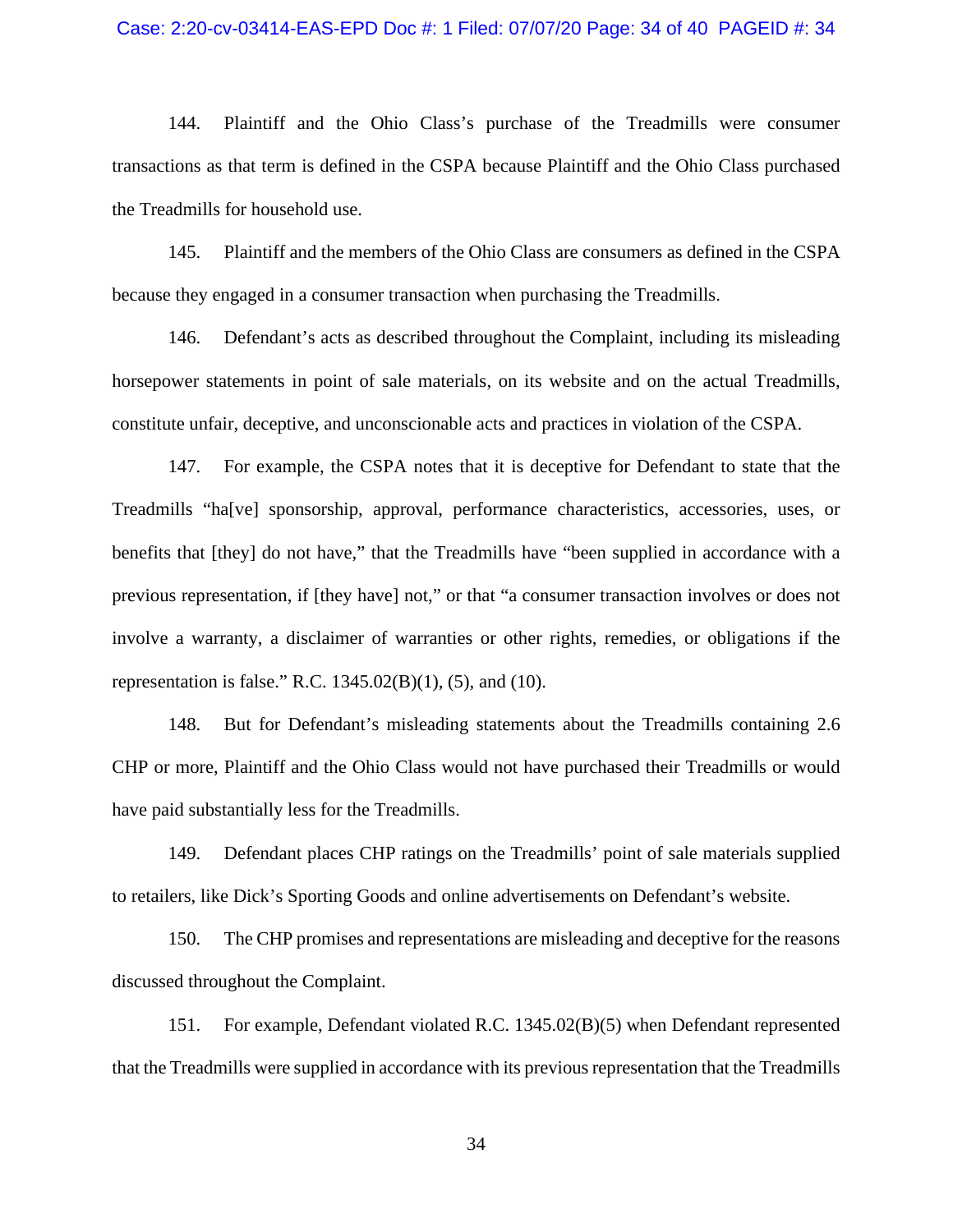144. Plaintiff and the Ohio Class's purchase of the Treadmills were consumer transactions as that term is defined in the CSPA because Plaintiff and the Ohio Class purchased the Treadmills for household use.

145. Plaintiff and the members of the Ohio Class are consumers as defined in the CSPA because they engaged in a consumer transaction when purchasing the Treadmills.

146. Defendant's acts as described throughout the Complaint, including its misleading horsepower statements in point of sale materials, on its website and on the actual Treadmills, constitute unfair, deceptive, and unconscionable acts and practices in violation of the CSPA.

147. For example, the CSPA notes that it is deceptive for Defendant to state that the Treadmills "ha[ve] sponsorship, approval, performance characteristics, accessories, uses, or benefits that [they] do not have," that the Treadmills have "been supplied in accordance with a previous representation, if [they have] not," or that "a consumer transaction involves or does not involve a warranty, a disclaimer of warranties or other rights, remedies, or obligations if the representation is false." R.C. 1345.02(B)(1), (5), and (10).

148. But for Defendant's misleading statements about the Treadmills containing 2.6 CHP or more, Plaintiff and the Ohio Class would not have purchased their Treadmills or would have paid substantially less for the Treadmills.

149. Defendant places CHP ratings on the Treadmills' point of sale materials supplied to retailers, like Dick's Sporting Goods and online advertisements on Defendant's website.

150. The CHP promises and representations are misleading and deceptive for the reasons discussed throughout the Complaint.

151. For example, Defendant violated R.C. 1345.02(B)(5) when Defendant represented that the Treadmills were supplied in accordance with its previous representation that the Treadmills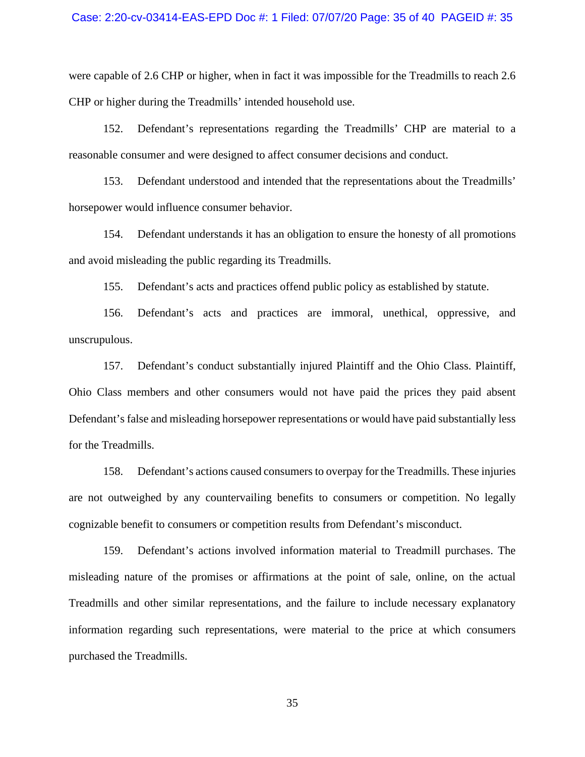were capable of 2.6 CHP or higher, when in fact it was impossible for the Treadmills to reach 2.6 CHP or higher during the Treadmills' intended household use.

152. Defendant's representations regarding the Treadmills' CHP are material to a reasonable consumer and were designed to affect consumer decisions and conduct.

153. Defendant understood and intended that the representations about the Treadmills' horsepower would influence consumer behavior.

154. Defendant understands it has an obligation to ensure the honesty of all promotions and avoid misleading the public regarding its Treadmills.

155. Defendant's acts and practices offend public policy as established by statute.

156. Defendant's acts and practices are immoral, unethical, oppressive, and unscrupulous.

157. Defendant's conduct substantially injured Plaintiff and the Ohio Class. Plaintiff, Ohio Class members and other consumers would not have paid the prices they paid absent Defendant's false and misleading horsepower representations or would have paid substantially less for the Treadmills.

158. Defendant's actions caused consumers to overpay for the Treadmills. These injuries are not outweighed by any countervailing benefits to consumers or competition. No legally cognizable benefit to consumers or competition results from Defendant's misconduct.

159. Defendant's actions involved information material to Treadmill purchases. The misleading nature of the promises or affirmations at the point of sale, online, on the actual Treadmills and other similar representations, and the failure to include necessary explanatory information regarding such representations, were material to the price at which consumers purchased the Treadmills.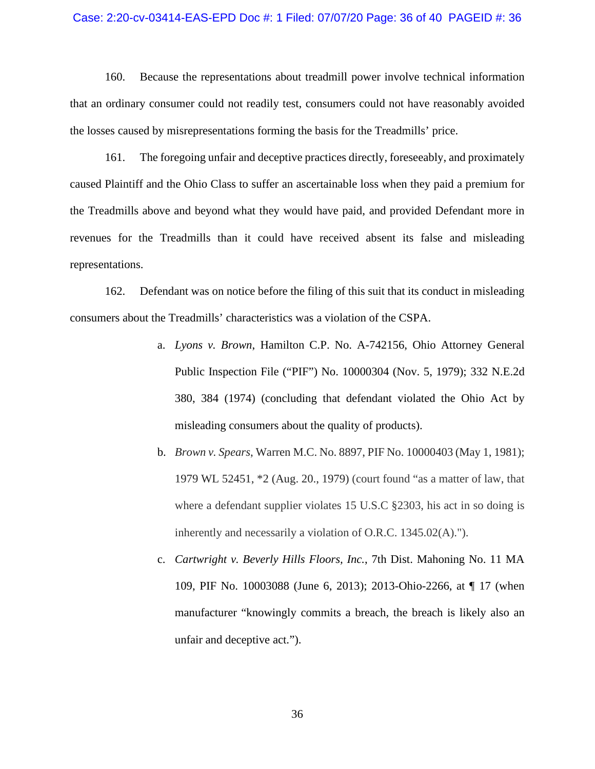160. Because the representations about treadmill power involve technical information that an ordinary consumer could not readily test, consumers could not have reasonably avoided the losses caused by misrepresentations forming the basis for the Treadmills' price.

161. The foregoing unfair and deceptive practices directly, foreseeably, and proximately caused Plaintiff and the Ohio Class to suffer an ascertainable loss when they paid a premium for the Treadmills above and beyond what they would have paid, and provided Defendant more in revenues for the Treadmills than it could have received absent its false and misleading representations.

162. Defendant was on notice before the filing of this suit that its conduct in misleading consumers about the Treadmills' characteristics was a violation of the CSPA.

a. *Lyons v. Brown*, Hamilton C.P. No. A-742156, Ohio Attorney General Public Inspection File ("PIF") No. 10000304 (Nov. 5, 1979); 332 N.E.2d 380, 384 (1974) (concluding that defendant violated the Ohio Act by misleading consumers about the quality of products).

b. *Brown v. Spears*, Warren M.C. No. 8897, PIF No. 10000403 (May 1, 1981); 1979 WL 52451, *2 (Aug. 20., 1979) (court found "as a matter of law, that where a defendant supplier violates 15 U.S.C §2303, his act in so doing is inherently and necessarily a violation of O.R.C. 1345.02(A).").

c. *Cartwright v. Beverly Hills Floors, Inc.*, 7th Dist. Mahoning No. 11 MA 109, PIF No. 10003088 (June 6, 2013); 2013-Ohio-2266, at ¶ 17 (when manufacturer "knowingly commits a breach, the breach is likely also an unfair and deceptive act.").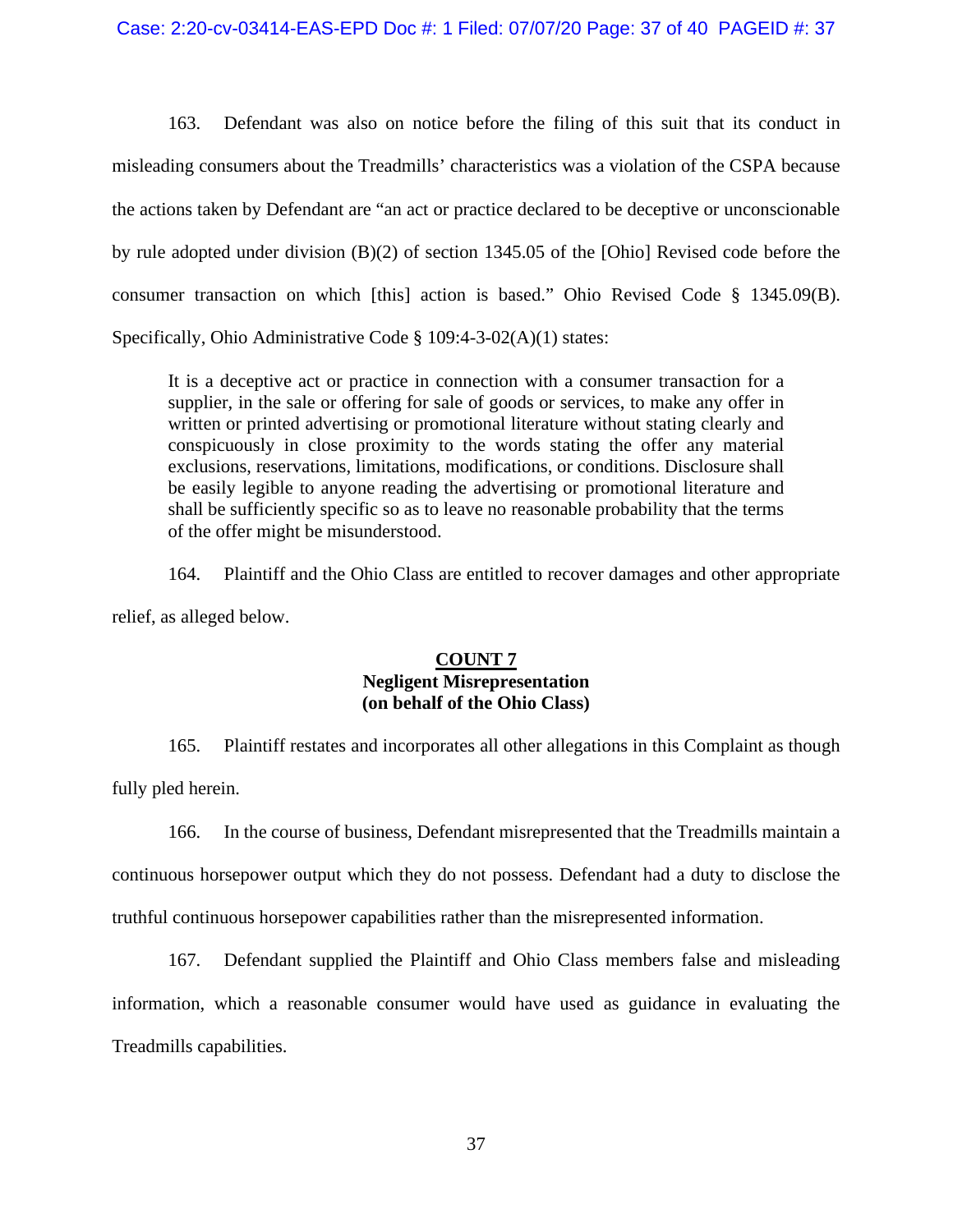163. Defendant was also on notice before the filing of this suit that its conduct in misleading consumers about the Treadmills' characteristics was a violation of the CSPA because the actions taken by Defendant are "an act or practice declared to be deceptive or unconscionable by rule adopted under division (B)(2) of section 1345.05 of the [Ohio] Revised code before the consumer transaction on which [this] action is based." Ohio Revised Code § 1345.09(B). Specifically, Ohio Administrative Code § 109:4-3-02(A)(1) states:

> It is a deceptive act or practice in connection with a consumer transaction for a supplier, in the sale or offering for sale of goods or services, to make any offer in written or printed advertising or promotional literature without stating clearly and conspicuously in close proximity to the words stating the offer any material exclusions, reservations, limitations, modifications, or conditions. Disclosure shall be easily legible to anyone reading the advertising or promotional literature and shall be sufficiently specific so as to leave no reasonable probability that the terms of the offer might be misunderstood.

164. Plaintiff and the Ohio Class are entitled to recover damages and other appropriate relief, as alleged below.

**COUNT 7**
**Negligent Misrepresentation**
**(on behalf of the Ohio Class)**

165. Plaintiff restates and incorporates all other allegations in this Complaint as though fully pled herein.

166. In the course of business, Defendant misrepresented that the Treadmills maintain a continuous horsepower output which they do not possess. Defendant had a duty to disclose the truthful continuous horsepower capabilities rather than the misrepresented information.

167. Defendant supplied the Plaintiff and Ohio Class members false and misleading information, which a reasonable consumer would have used as guidance in evaluating the Treadmills capabilities.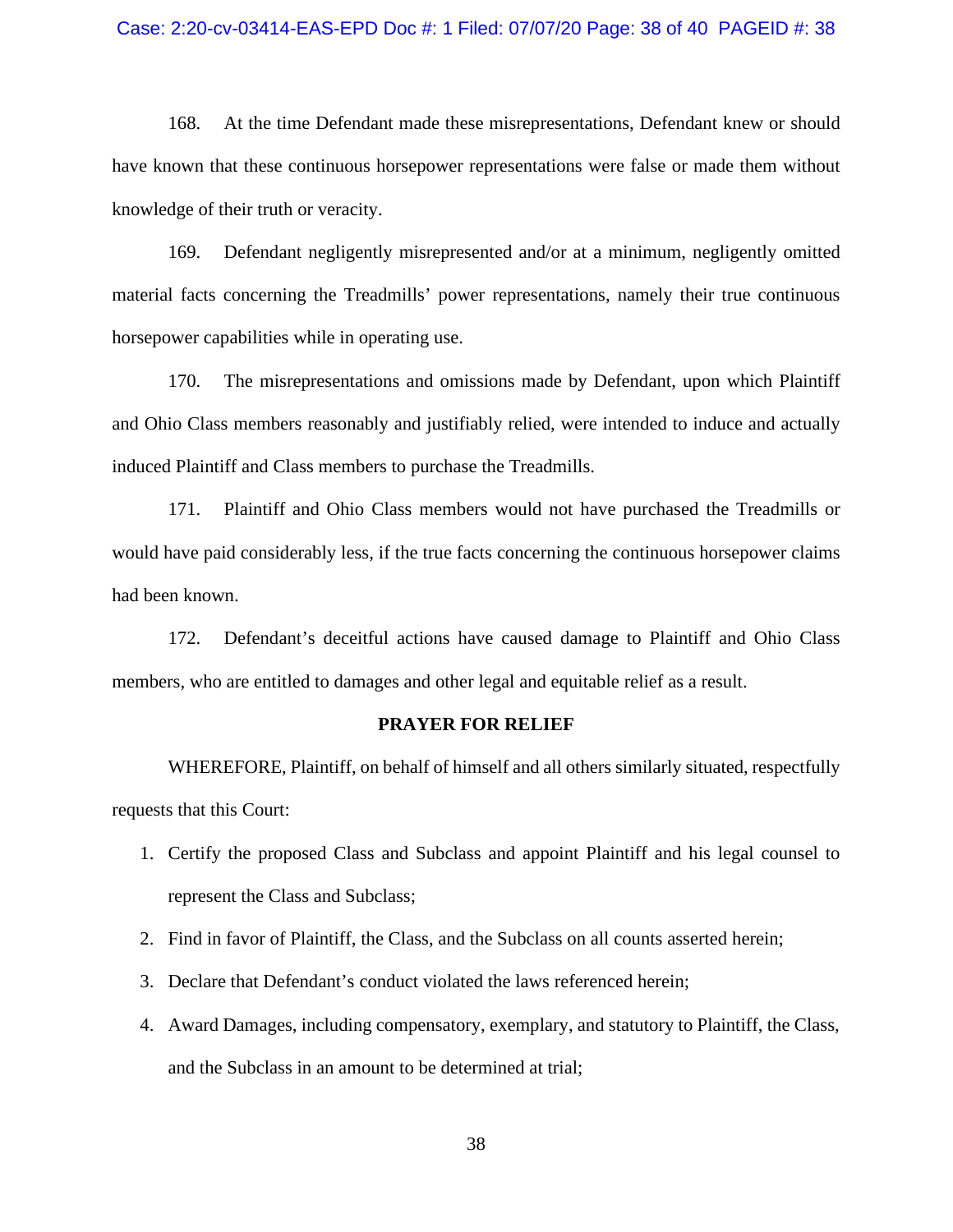168. At the time Defendant made these misrepresentations, Defendant knew or should have known that these continuous horsepower representations were false or made them without knowledge of their truth or veracity.

169. Defendant negligently misrepresented and/or at a minimum, negligently omitted material facts concerning the Treadmills' power representations, namely their true continuous horsepower capabilities while in operating use.

170. The misrepresentations and omissions made by Defendant, upon which Plaintiff and Ohio Class members reasonably and justifiably relied, were intended to induce and actually induced Plaintiff and Class members to purchase the Treadmills.

171. Plaintiff and Ohio Class members would not have purchased the Treadmills or would have paid considerably less, if the true facts concerning the continuous horsepower claims had been known.

172. Defendant's deceitful actions have caused damage to Plaintiff and Ohio Class members, who are entitled to damages and other legal and equitable relief as a result.

**PRAYER FOR RELIEF**

WHEREFORE, Plaintiff, on behalf of himself and all others similarly situated, respectfully requests that this Court:

1. Certify the proposed Class and Subclass and appoint Plaintiff and his legal counsel to represent the Class and Subclass;
2. Find in favor of Plaintiff, the Class, and the Subclass on all counts asserted herein;
3. Declare that Defendant's conduct violated the laws referenced herein;
4. Award Damages, including compensatory, exemplary, and statutory to Plaintiff, the Class, and the Subclass in an amount to be determined at trial;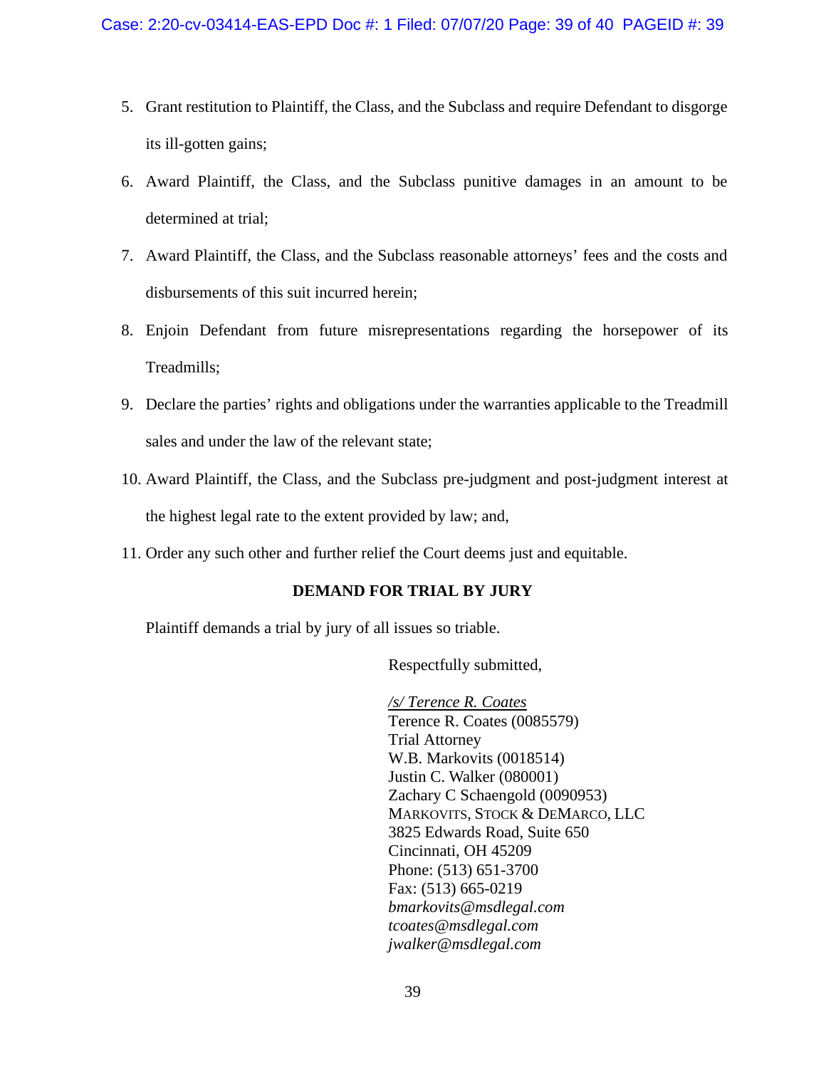5. Grant restitution to Plaintiff, the Class, and the Subclass and require Defendant to disgorge its ill-gotten gains;
6. Award Plaintiff, the Class, and the Subclass punitive damages in an amount to be determined at trial;
7. Award Plaintiff, the Class, and the Subclass reasonable attorneys' fees and the costs and disbursements of this suit incurred herein;
8. Enjoin Defendant from future misrepresentations regarding the horsepower of its Treadmills;
9. Declare the parties' rights and obligations under the warranties applicable to the Treadmill sales and under the law of the relevant state;
10. Award Plaintiff, the Class, and the Subclass pre-judgment and post-judgment interest at the highest legal rate to the extent provided by law; and,
11. Order any such other and further relief the Court deems just and equitable.

**DEMAND FOR TRIAL BY JURY**

Plaintiff demands a trial by jury of all issues so triable.

Respectfully submitted,

*/s/ Terence R. Coates*
Terence R. Coates (0085579)
Trial Attorney
W.B. Markovits (0018514)
Justin C. Walker (080001)
Zachary C Schaengold (0090953)
MARKOVITS, STOCK & DEMARCO, LLC
3825 Edwards Road, Suite 650
Cincinnati, OH 45209
Phone: (513) 651-3700
Fax: (513) 665-0219
*bmarkovits@msdlegal.com*
*tcoates@msdlegal.com*
*jwalker@msdlegal.com*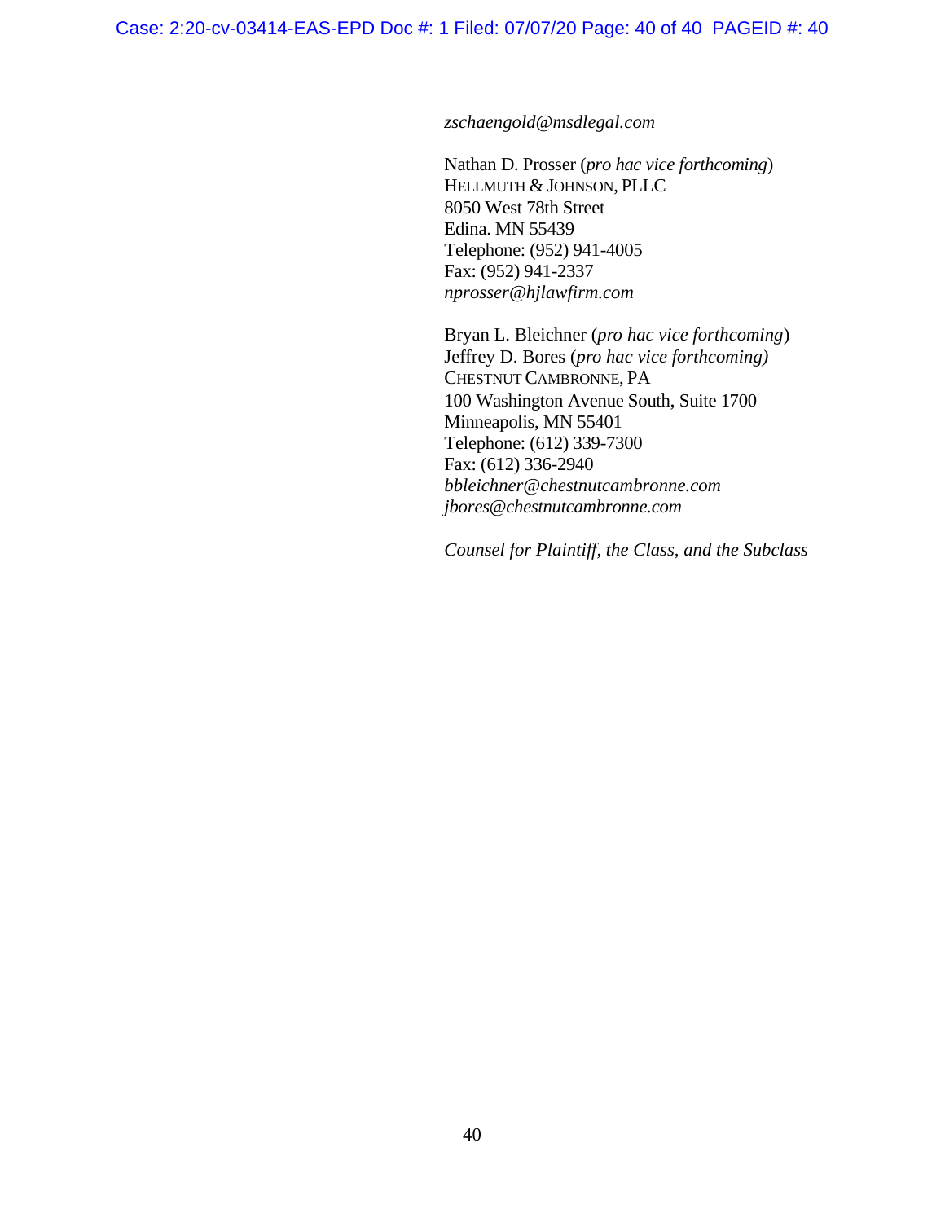*zschaengold@msdlegal.com*

Nathan D. Prosser (*pro hac vice forthcoming*)
HELLMUTH & JOHNSON, PLLC
8050 West 78th Street
Edina. MN 55439
Telephone: (952) 941-4005
Fax: (952) 941-2337
*nprosser@hjlawfirm.com*

Bryan L. Bleichner (*pro hac vice forthcoming*)
Jeffrey D. Bores (*pro hac vice forthcoming)*
CHESTNUT CAMBRONNE, PA
100 Washington Avenue South, Suite 1700
Minneapolis, MN 55401
Telephone: (612) 339-7300
Fax: (612) 336-2940
*bbleichner@chestnutcambronne.com*
*jbores@chestnutcambronne.com*

*Counsel for Plaintiff, the Class, and the Subclass*